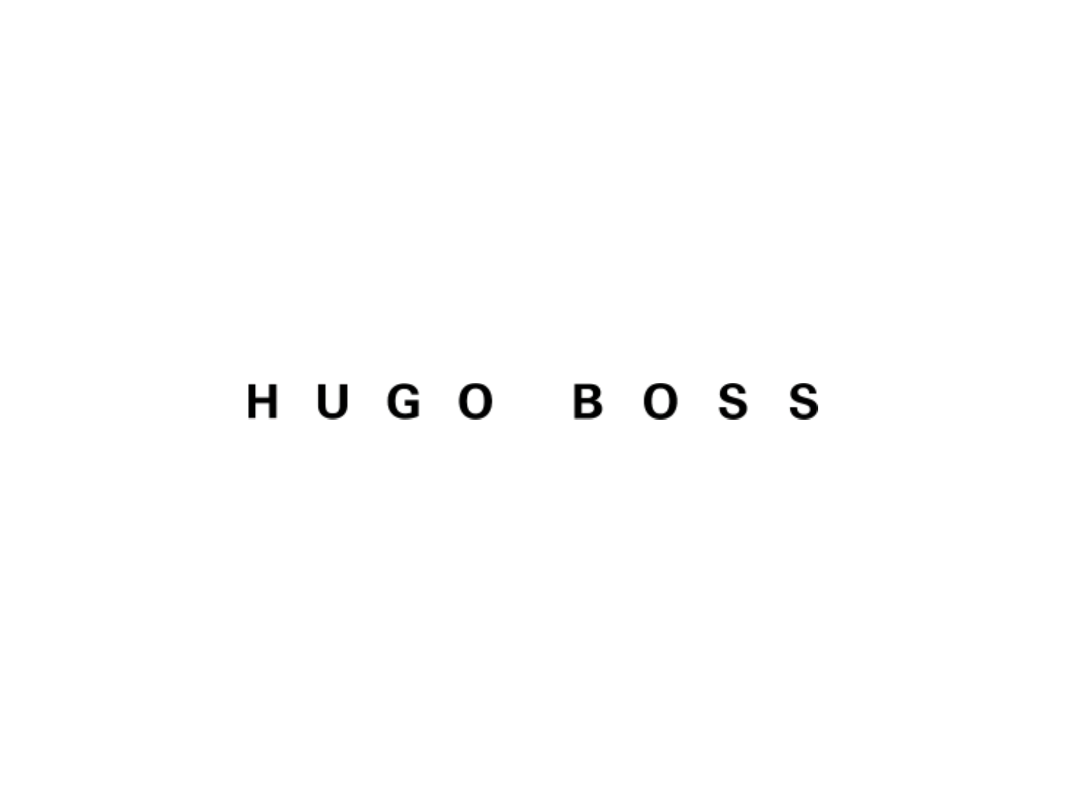HUGO BOSS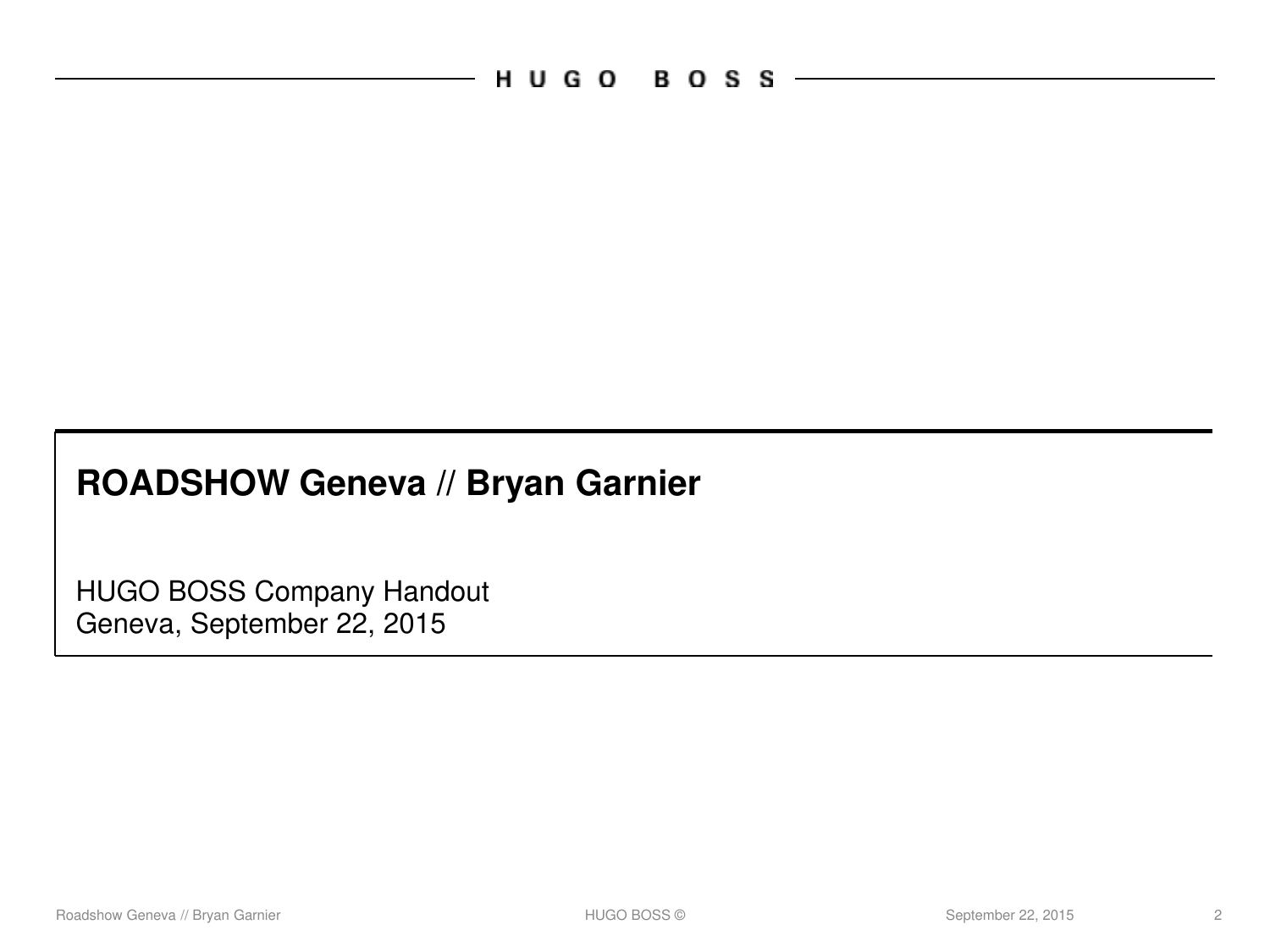# ROADSHOW Geneva // Bryan Garnier

HUGO BOSS Company Handout
Geneva, September 22, 2015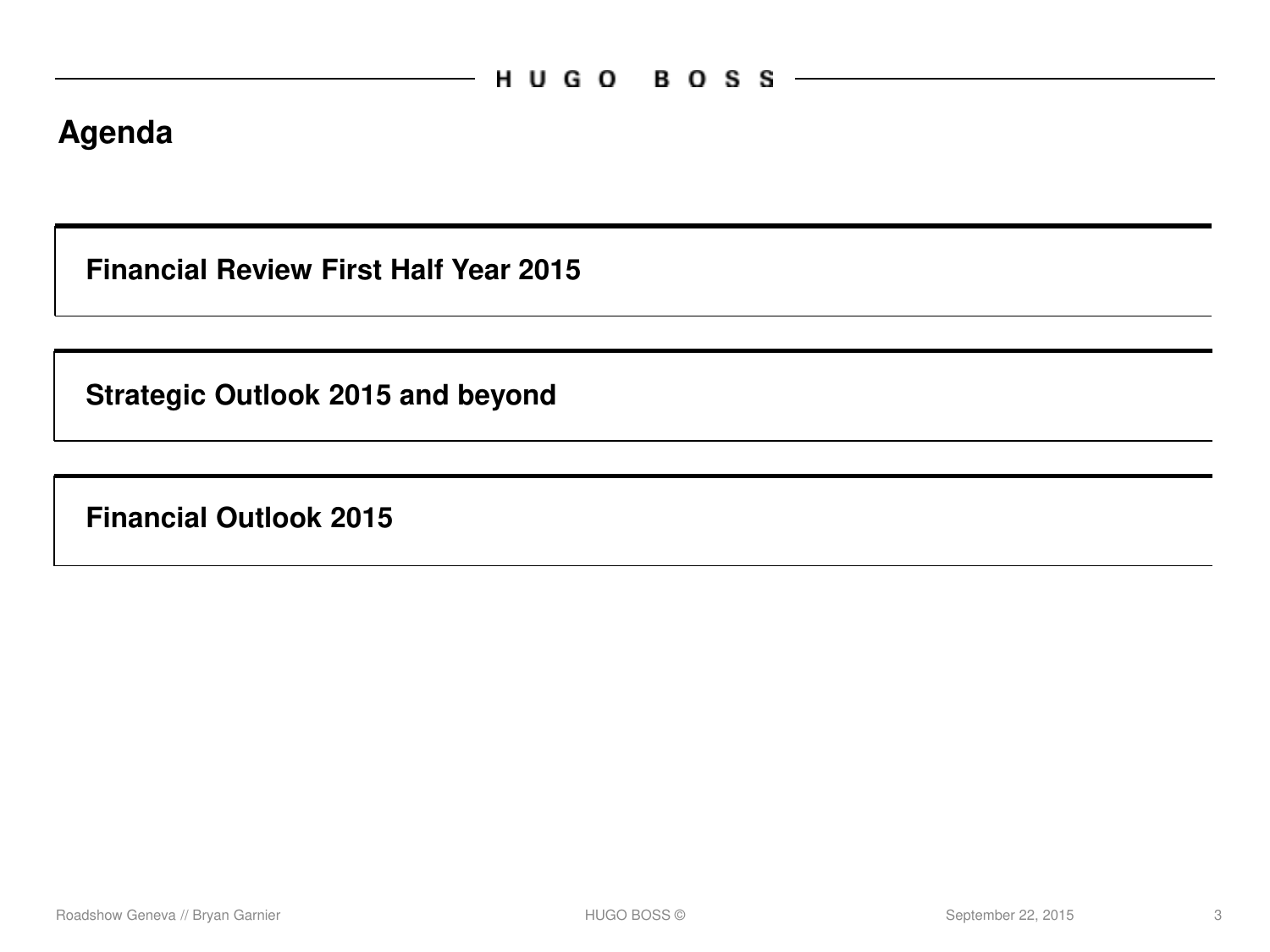# Agenda

**Financial Review First Half Year 2015**

**Strategic Outlook 2015 and beyond**

**Financial Outlook 2015**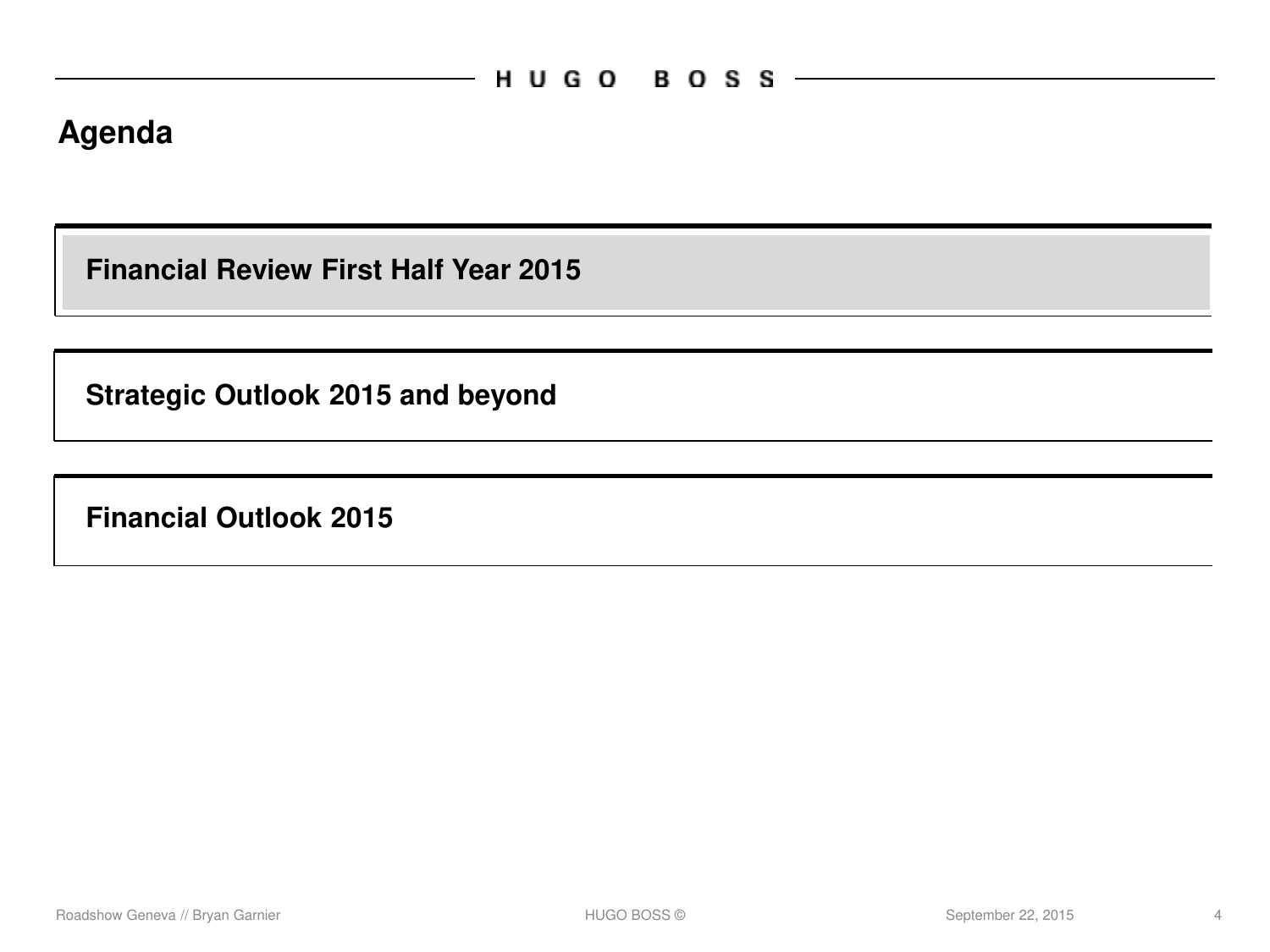# Agenda

**Financial Review First Half Year 2015**

**Strategic Outlook 2015 and beyond**

**Financial Outlook 2015**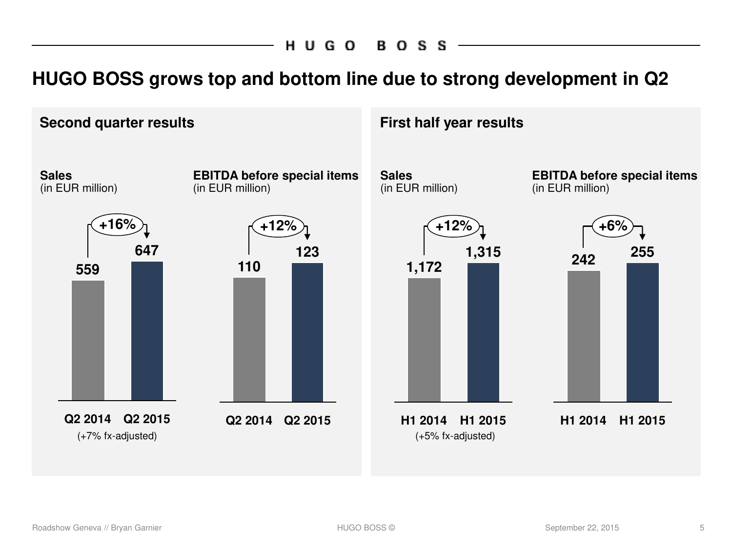# HUGO BOSS grows top and bottom line due to strong development in Q2

## Second quarter results

**Sales**
(in EUR million)

| | Q2 2014 | Q2 2015 |
|---|---|---|
| Sales | 559 | 647 |
| Change | | +16% |

(+7% fx-adjusted)

**EBITDA before special items**
(in EUR million)

| | Q2 2014 | Q2 2015 |
|---|---|---|
| EBITDA before special items | 110 | 123 |
| Change | | +12% |

## First half year results

**Sales**
(in EUR million)

| | H1 2014 | H1 2015 |
|---|---|---|
| Sales | 1,172 | 1,315 |
| Change | | +12% |

(+5% fx-adjusted)

**EBITDA before special items**
(in EUR million)

| | H1 2014 | H1 2015 |
|---|---|---|
| EBITDA before special items | 242 | 255 |
| Change | | +6% |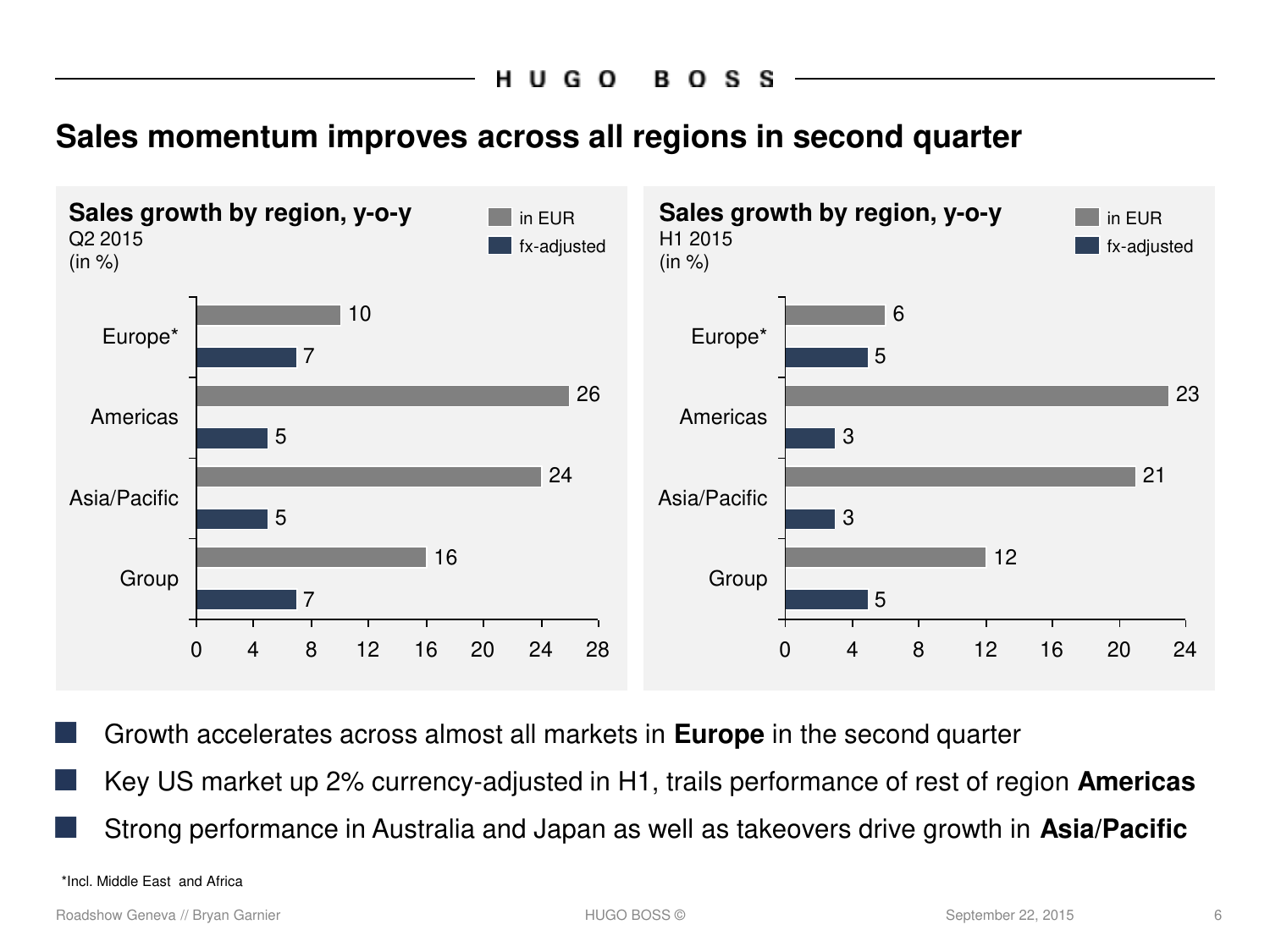# Sales momentum improves across all regions in second quarter

**Sales growth by region, y-o-y**
Q2 2015
(in %)

| Region | in EUR | fx-adjusted |
|---|---|---|
| Europe* | 10 | 7 |
| Americas | 26 | 5 |
| Asia/Pacific | 24 | 5 |
| Group | 16 | 7 |

**Sales growth by region, y-o-y**
H1 2015
(in %)

| Region | in EUR | fx-adjusted |
|---|---|---|
| Europe* | 6 | 5 |
| Americas | 23 | 3 |
| Asia/Pacific | 21 | 3 |
| Group | 12 | 5 |

- Growth accelerates across almost all markets in **Europe** in the second quarter
- Key US market up 2% currency-adjusted in H1, trails performance of rest of region **Americas**
- Strong performance in Australia and Japan as well as takeovers drive growth in **Asia/Pacific**

*Incl. Middle East and Africa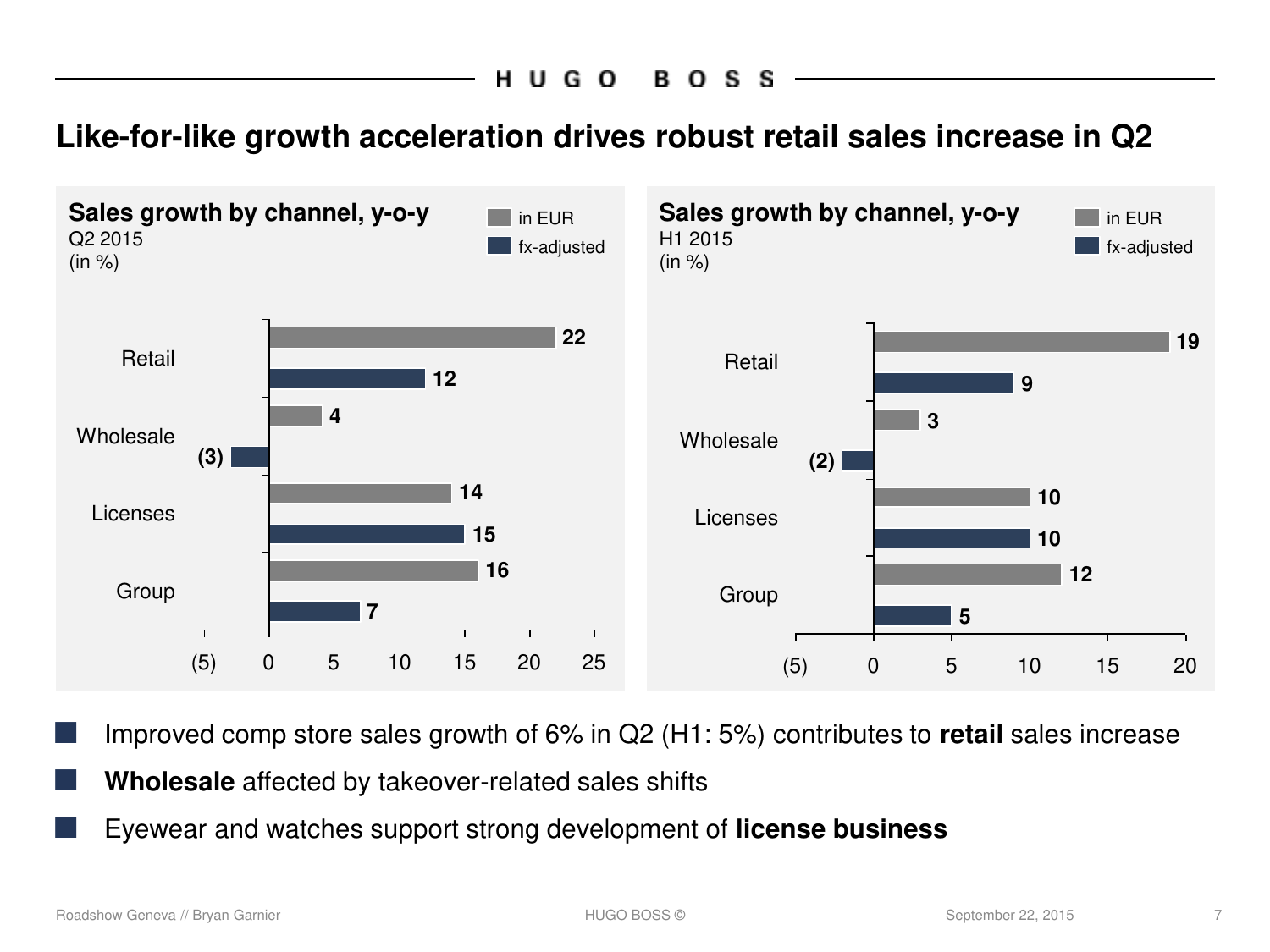# Like-for-like growth acceleration drives robust retail sales increase in Q2

**Sales growth by channel, y-o-y**
Q2 2015
(in %)

| | in EUR | fx-adjusted |
|---|---|---|
| Retail | 22 | 12 |
| Wholesale | 4 | (3) |
| Licenses | 14 | 15 |
| Group | 16 | 7 |

**Sales growth by channel, y-o-y**
H1 2015
(in %)

| | in EUR | fx-adjusted |
|---|---|---|
| Retail | 19 | 9 |
| Wholesale | 3 | (2) |
| Licenses | 10 | 10 |
| Group | 12 | 5 |

- Improved comp store sales growth of 6% in Q2 (H1: 5%) contributes to **retail** sales increase
- **Wholesale** affected by takeover-related sales shifts
- Eyewear and watches support strong development of **license business**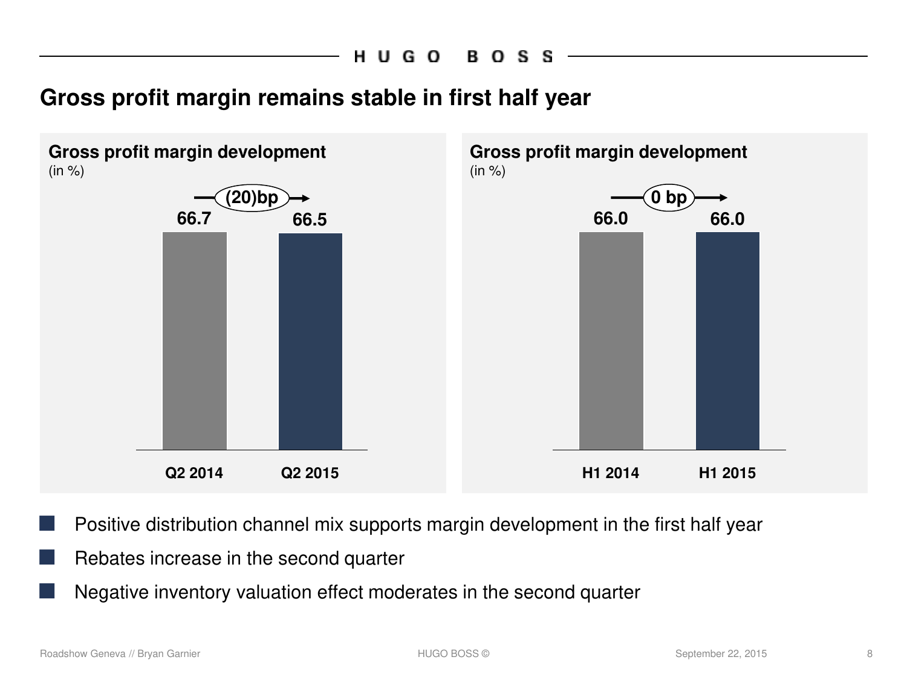# Gross profit margin remains stable in first half year

**Gross profit margin development**
(in %)

| | Q2 2014 | Q2 2015 |
|---|---|---|
| Gross profit margin | 66.7 | 66.5 |
| Change | | (20)bp |

**Gross profit margin development**
(in %)

| | H1 2014 | H1 2015 |
|---|---|---|
| Gross profit margin | 66.0 | 66.0 |
| Change | | 0 bp |

- Positive distribution channel mix supports margin development in the first half year
- Rebates increase in the second quarter
- Negative inventory valuation effect moderates in the second quarter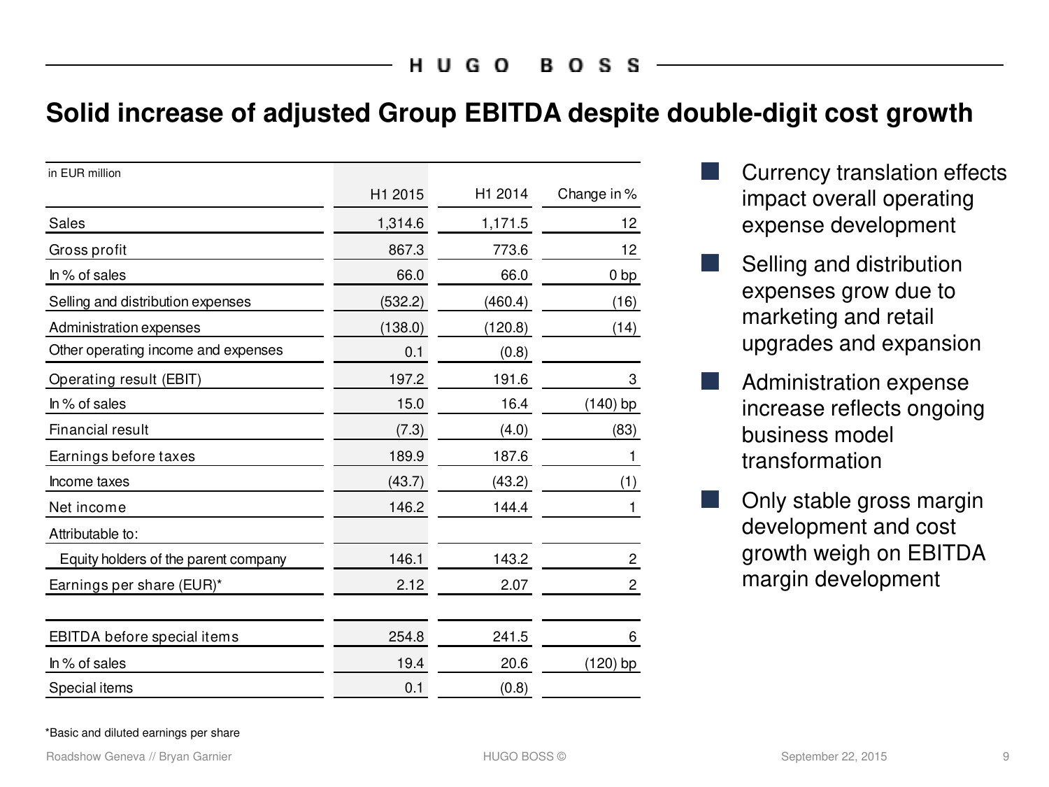# Solid increase of adjusted Group EBITDA despite double-digit cost growth

| in EUR million | H1 2015 | H1 2014 | Change in % |
|---|---|---|---|
| Sales | 1,314.6 | 1,171.5 | 12 |
| Gross profit | 867.3 | 773.6 | 12 |
| In % of sales | 66.0 | 66.0 | 0 bp |
| Selling and distribution expenses | (532.2) | (460.4) | (16) |
| Administration expenses | (138.0) | (120.8) | (14) |
| Other operating income and expenses | 0.1 | (0.8) | |
| Operating result (EBIT) | 197.2 | 191.6 | 3 |
| In % of sales | 15.0 | 16.4 | (140) bp |
| Financial result | (7.3) | (4.0) | (83) |
| Earnings before taxes | 189.9 | 187.6 | 1 |
| Income taxes | (43.7) | (43.2) | (1) |
| Net income | 146.2 | 144.4 | 1 |
| Attributable to: | | | |
| Equity holders of the parent company | 146.1 | 143.2 | 2 |
| Earnings per share (EUR)* | 2.12 | 2.07 | 2 |
| | | | |
| EBITDA before special items | 254.8 | 241.5 | 6 |
| In % of sales | 19.4 | 20.6 | (120) bp |
| Special items | 0.1 | (0.8) | |

*Basic and diluted earnings per share

- Currency translation effects impact overall operating expense development
- Selling and distribution expenses grow due to marketing and retail upgrades and expansion
- Administration expense increase reflects ongoing business model transformation
- Only stable gross margin development and cost growth weigh on EBITDA margin development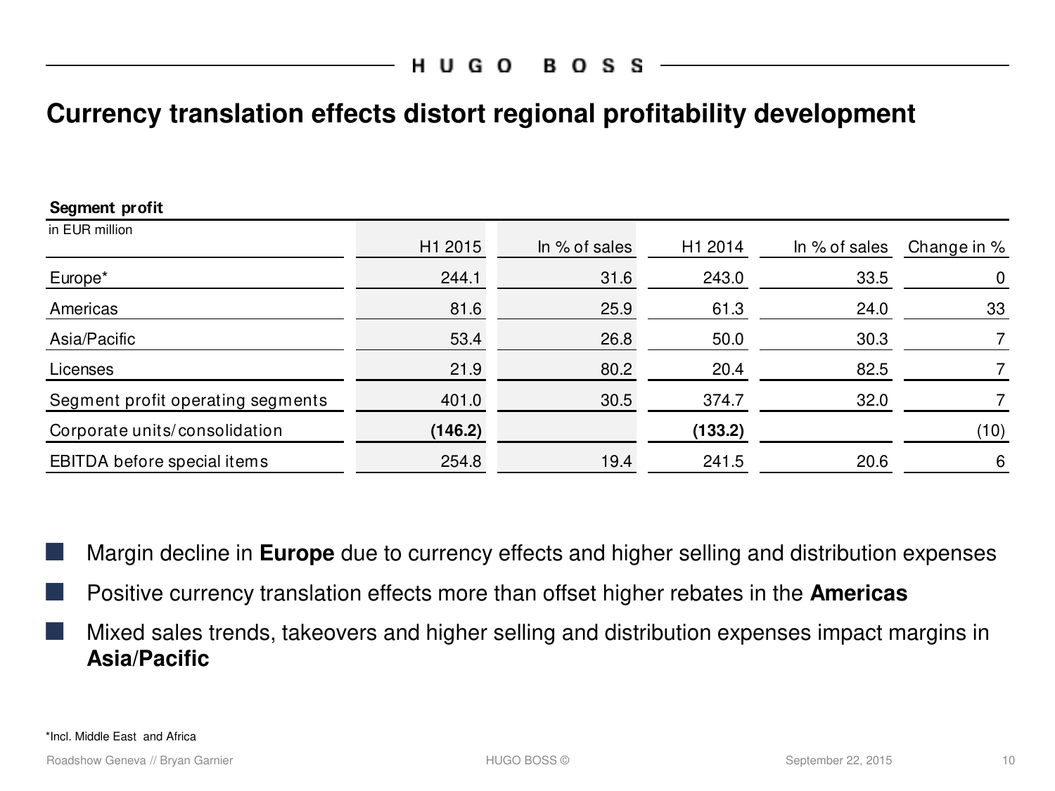# Currency translation effects distort regional profitability development

**Segment profit**

| in EUR million | H1 2015 | In % of sales | H1 2014 | In % of sales | Change in % |
|---|---|---|---|---|---|
| Europe* | 244.1 | 31.6 | 243.0 | 33.5 | 0 |
| Americas | 81.6 | 25.9 | 61.3 | 24.0 | 33 |
| Asia/Pacific | 53.4 | 26.8 | 50.0 | 30.3 | 7 |
| Licenses | 21.9 | 80.2 | 20.4 | 82.5 | 7 |
| Segment profit operating segments | 401.0 | 30.5 | 374.7 | 32.0 | 7 |
| Corporate units/consolidation | **(146.2)** | | **(133.2)** | | (10) |
| EBITDA before special items | 254.8 | 19.4 | 241.5 | 20.6 | 6 |

- Margin decline in **Europe** due to currency effects and higher selling and distribution expenses
- Positive currency translation effects more than offset higher rebates in the **Americas**
- Mixed sales trends, takeovers and higher selling and distribution expenses impact margins in **Asia/Pacific**

*Incl. Middle East and Africa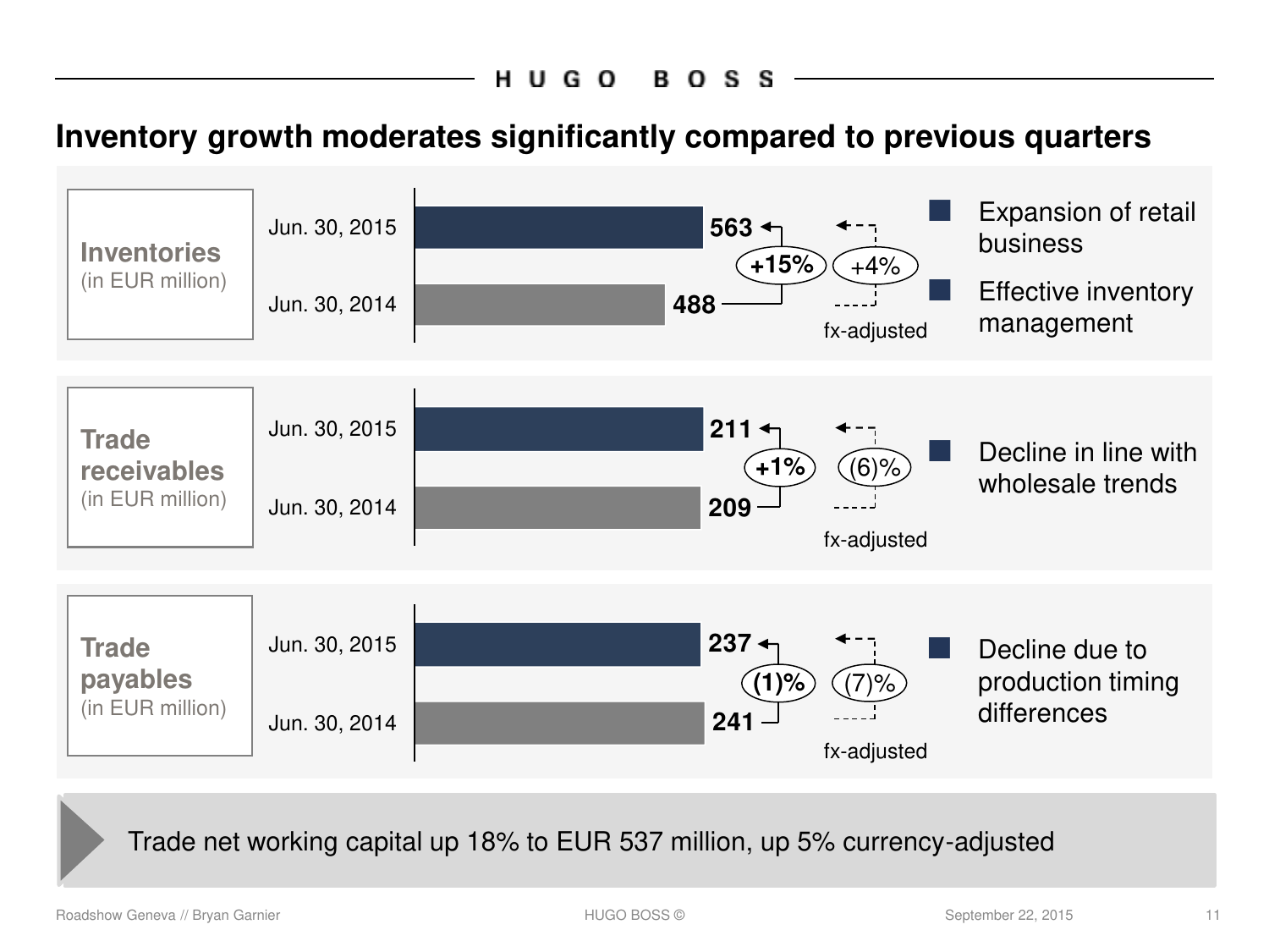# Inventory growth moderates significantly compared to previous quarters

## Inventories (in EUR million)

| | EUR million |
|---|---|
| Jun. 30, 2015 | 563 |
| Jun. 30, 2014 | 488 |

+15% / +4% fx-adjusted

- Expansion of retail business
- Effective inventory management

## Trade receivables (in EUR million)

| | EUR million |
|---|---|
| Jun. 30, 2015 | 211 |
| Jun. 30, 2014 | 209 |

+1% / (6)% fx-adjusted

- Decline in line with wholesale trends

## Trade payables (in EUR million)

| | EUR million |
|---|---|
| Jun. 30, 2015 | 237 |
| Jun. 30, 2014 | 241 |

(1)% / (7)% fx-adjusted

- Decline due to production timing differences

Trade net working capital up 18% to EUR 537 million, up 5% currency-adjusted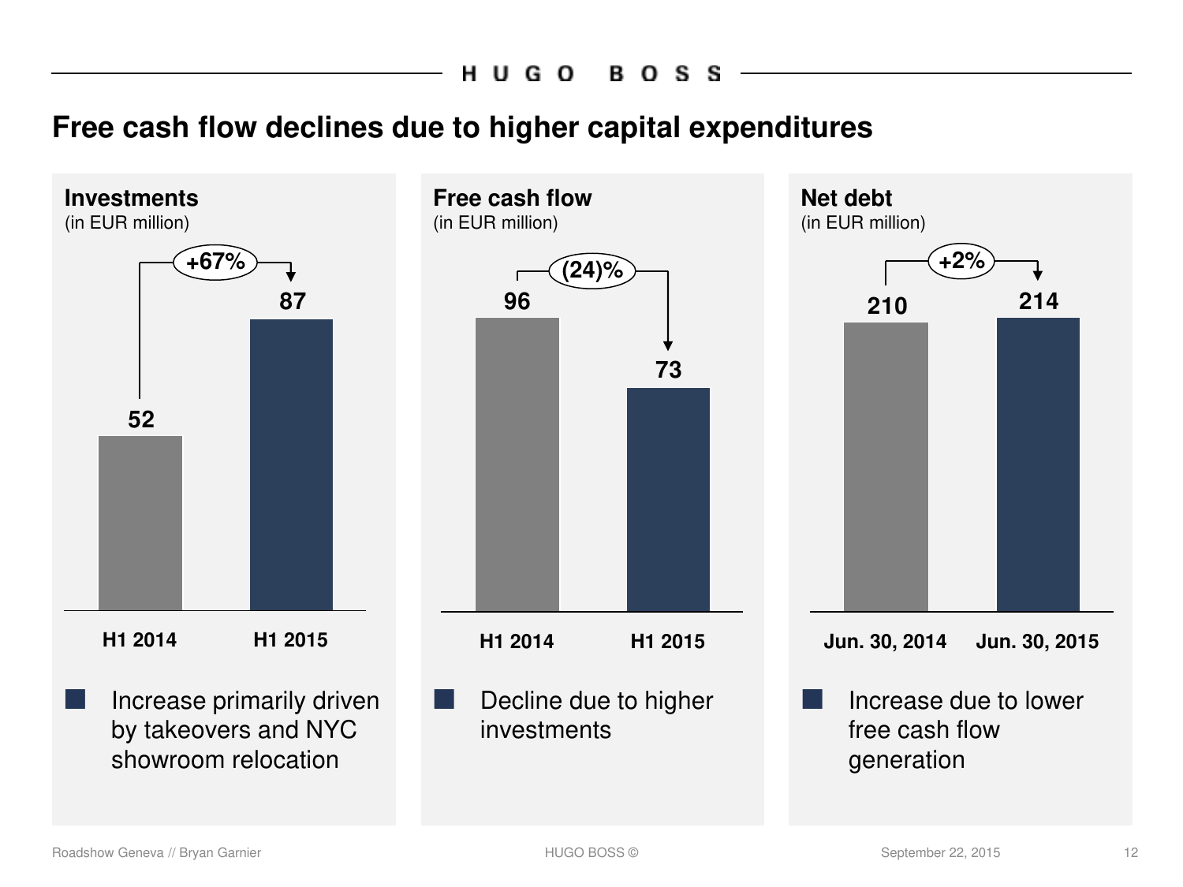# Free cash flow declines due to higher capital expenditures

## Investments
(in EUR million)

| | H1 2014 | H1 2015 |
|---|---|---|
| Investments | 52 | 87 |

+67%

- Increase primarily driven by takeovers and NYC showroom relocation

## Free cash flow
(in EUR million)

| | H1 2014 | H1 2015 |
|---|---|---|
| Free cash flow | 96 | 73 |

(24)%

- Decline due to higher investments

## Net debt
(in EUR million)

| | Jun. 30, 2014 | Jun. 30, 2015 |
|---|---|---|
| Net debt | 210 | 214 |

+2%

- Increase due to lower free cash flow generation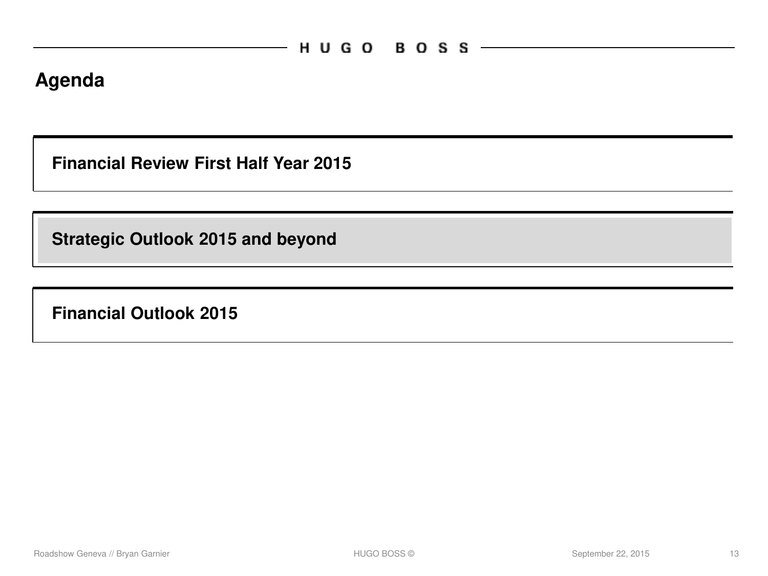# Agenda

**Financial Review First Half Year 2015**

**Strategic Outlook 2015 and beyond**

**Financial Outlook 2015**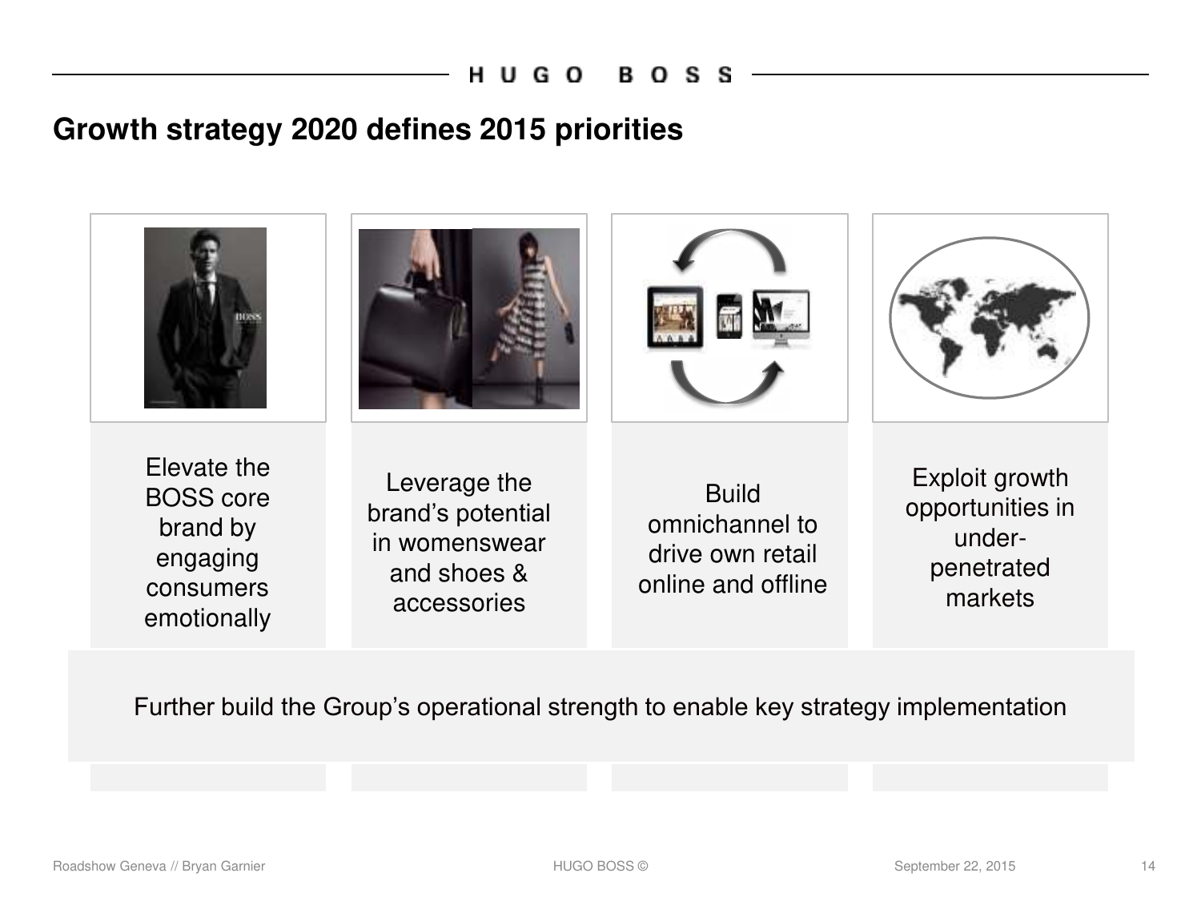# Growth strategy 2020 defines 2015 priorities

- Elevate the BOSS core brand by engaging consumers emotionally
- Leverage the brand's potential in womenswear and shoes & accessories
- Build omnichannel to drive own retail online and offline
- Exploit growth opportunities in under-penetrated markets

Further build the Group's operational strength to enable key strategy implementation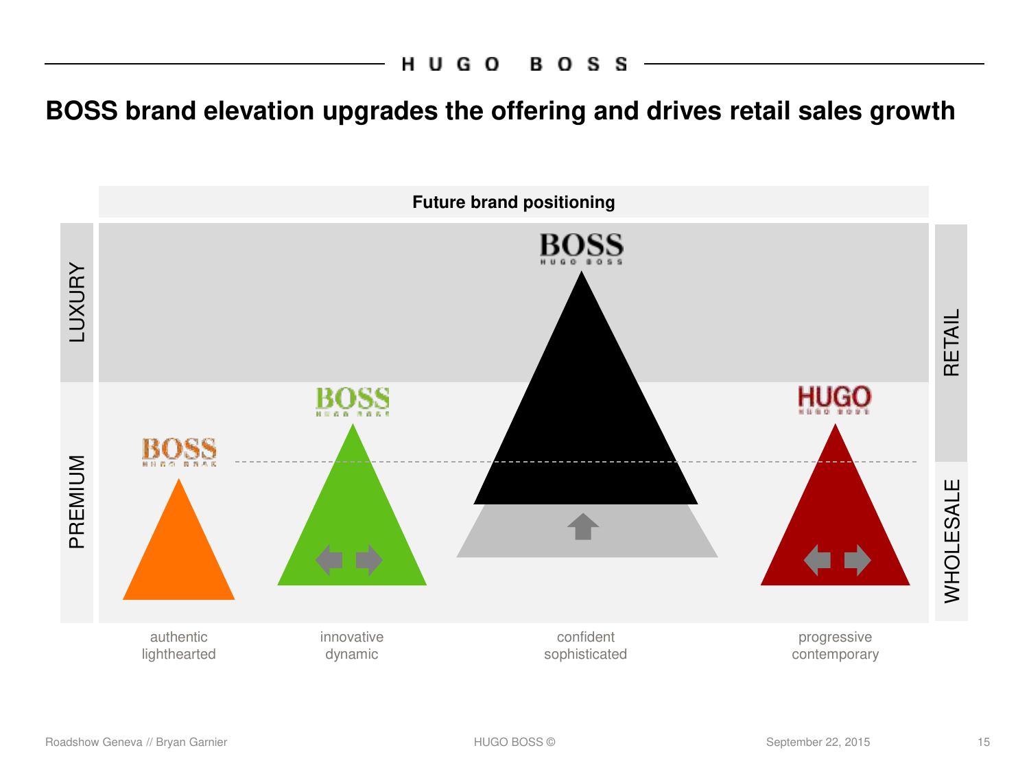# BOSS brand elevation upgrades the offering and drives retail sales growth

**Future brand positioning**

LUXURY

PREMIUM

RETAIL

WHOLESALE

BOSS

BOSS

BOSS

HUGO

authentic
lighthearted

innovative
dynamic

confident
sophisticated

progressive
contemporary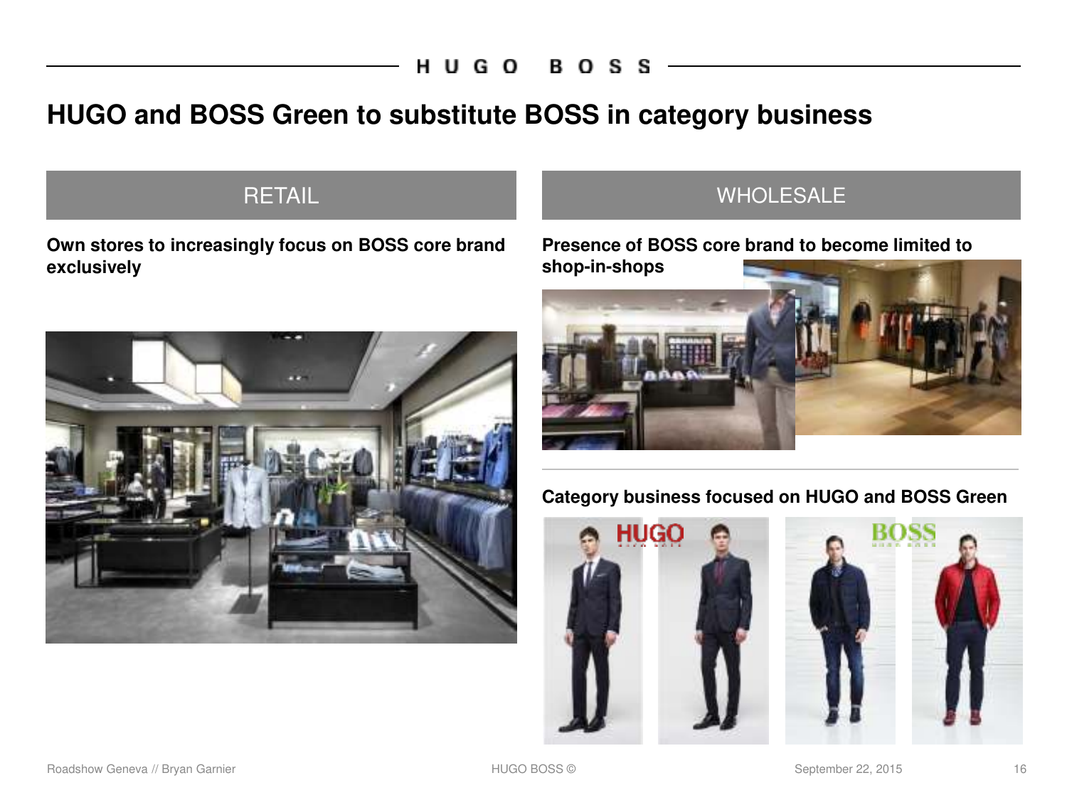# HUGO and BOSS Green to substitute BOSS in category business

## RETAIL

**Own stores to increasingly focus on BOSS core brand exclusively**

## WHOLESALE

**Presence of BOSS core brand to become limited to shop-in-shops**

**Category business focused on HUGO and BOSS Green**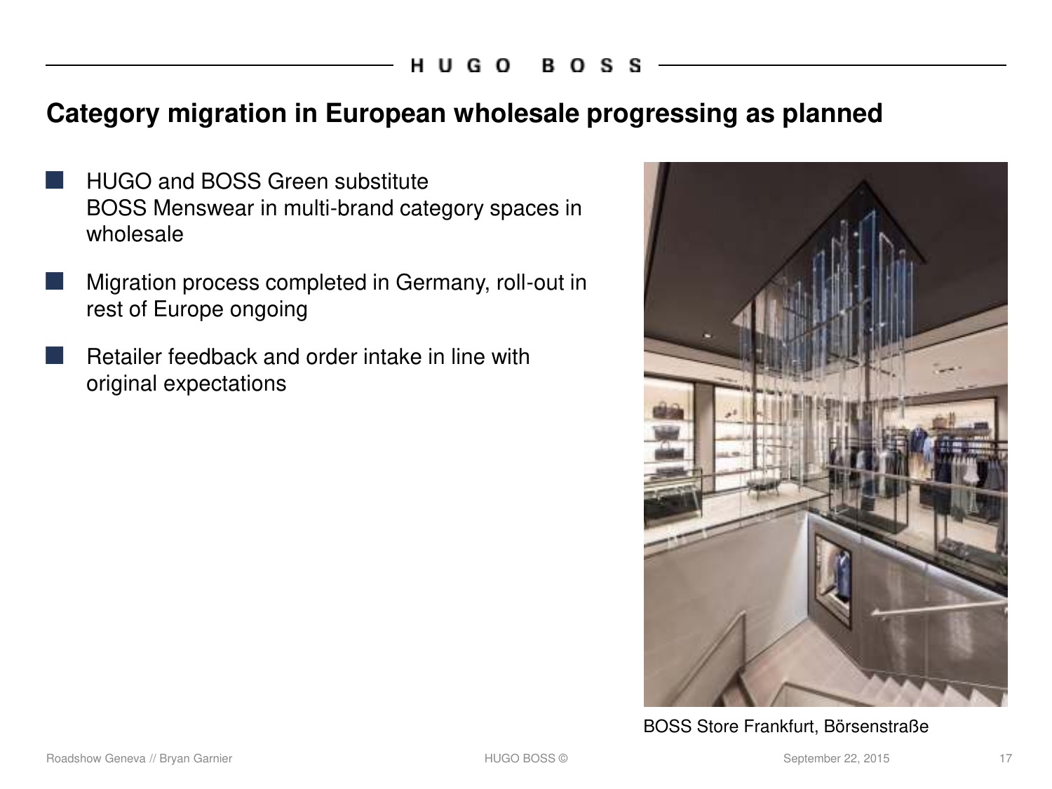# Category migration in European wholesale progressing as planned

- HUGO and BOSS Green substitute BOSS Menswear in multi-brand category spaces in wholesale
- Migration process completed in Germany, roll-out in rest of Europe ongoing
- Retailer feedback and order intake in line with original expectations

BOSS Store Frankfurt, Börsenstraße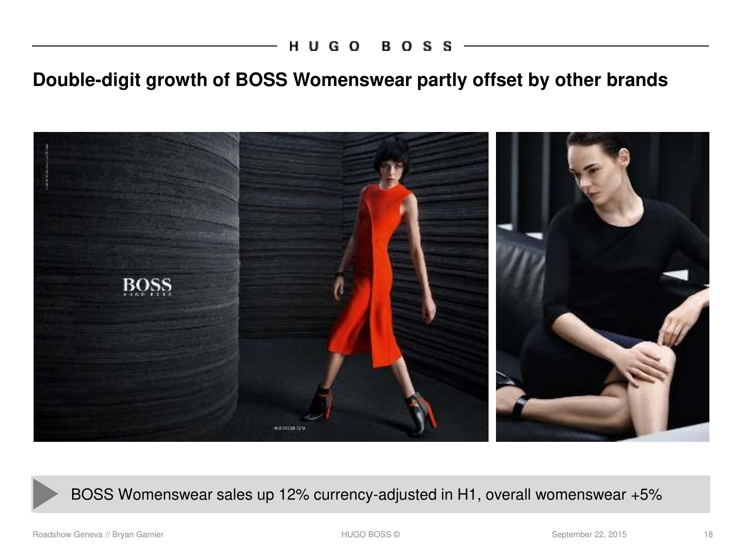# Double-digit growth of BOSS Womenswear partly offset by other brands

BOSS Womenswear sales up 12% currency-adjusted in H1, overall womenswear +5%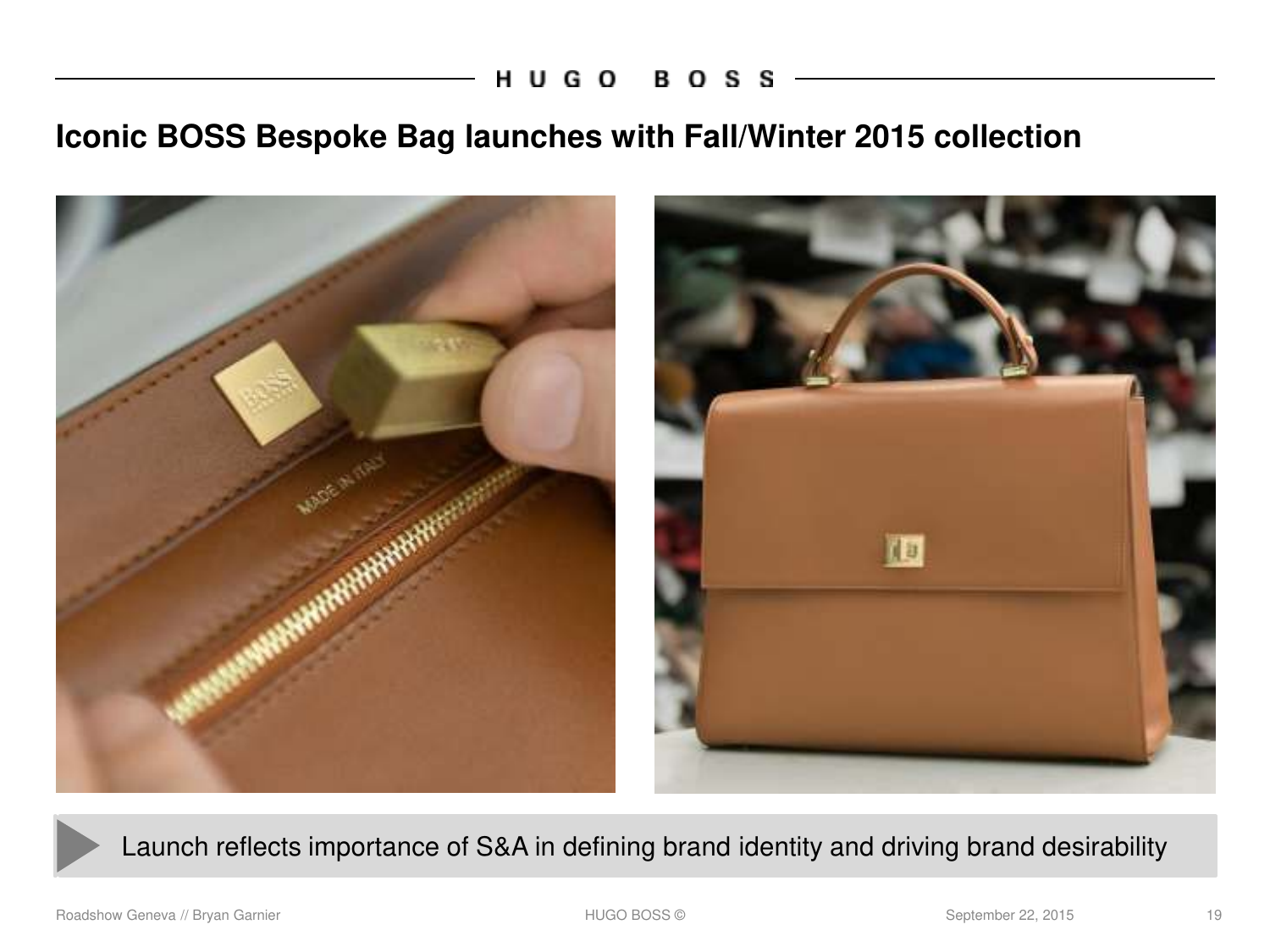# Iconic BOSS Bespoke Bag launches with Fall/Winter 2015 collection

Launch reflects importance of S&A in defining brand identity and driving brand desirability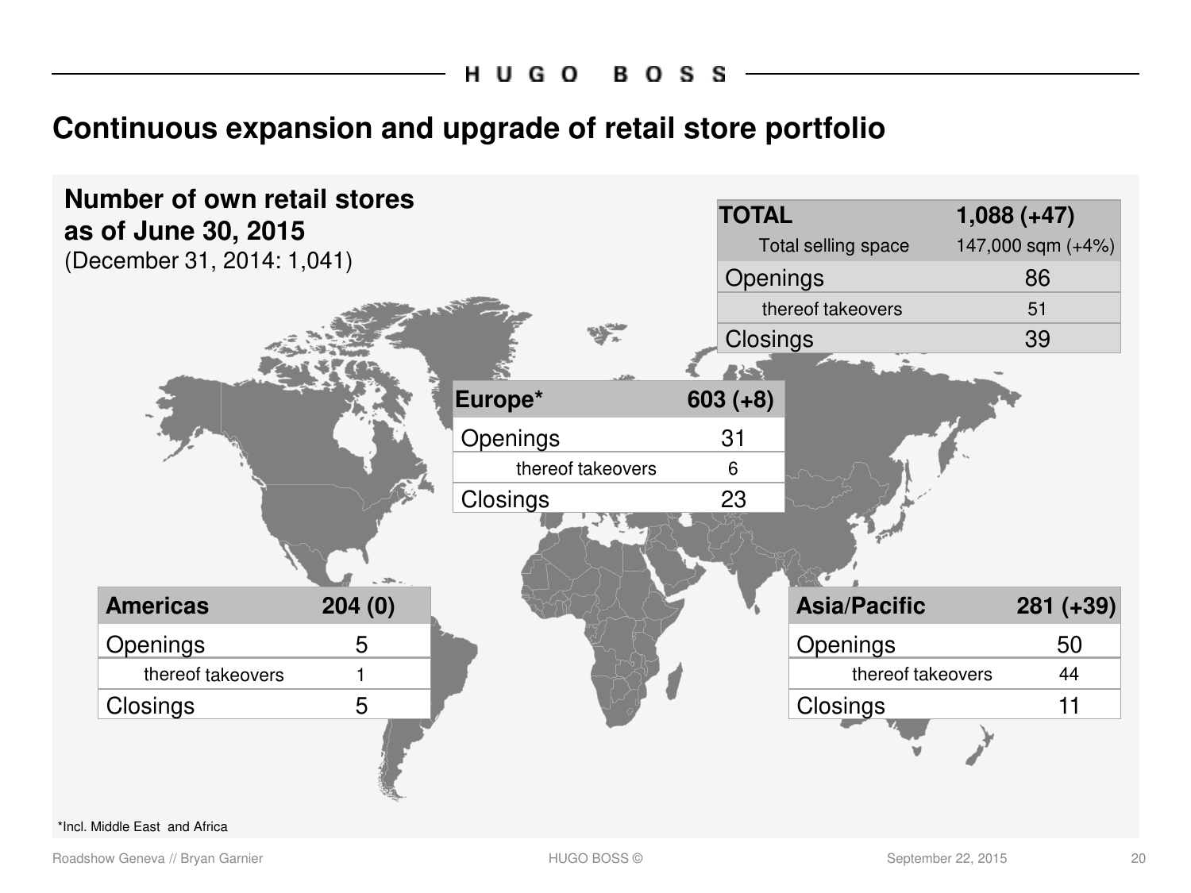# Continuous expansion and upgrade of retail store portfolio

**Number of own retail stores as of June 30, 2015**
(December 31, 2014: 1,041)

| TOTAL | 1,088 (+47) |
|---|---|
| Total selling space | 147,000 sqm (+4%) |
| Openings | 86 |
| thereof takeovers | 51 |
| Closings | 39 |

| Europe* | 603 (+8) |
|---|---|
| Openings | 31 |
| thereof takeovers | 6 |
| Closings | 23 |

| Americas | 204 (0) |
|---|---|
| Openings | 5 |
| thereof takeovers | 1 |
| Closings | 5 |

| Asia/Pacific | 281 (+39) |
|---|---|
| Openings | 50 |
| thereof takeovers | 44 |
| Closings | 11 |

*Incl. Middle East and Africa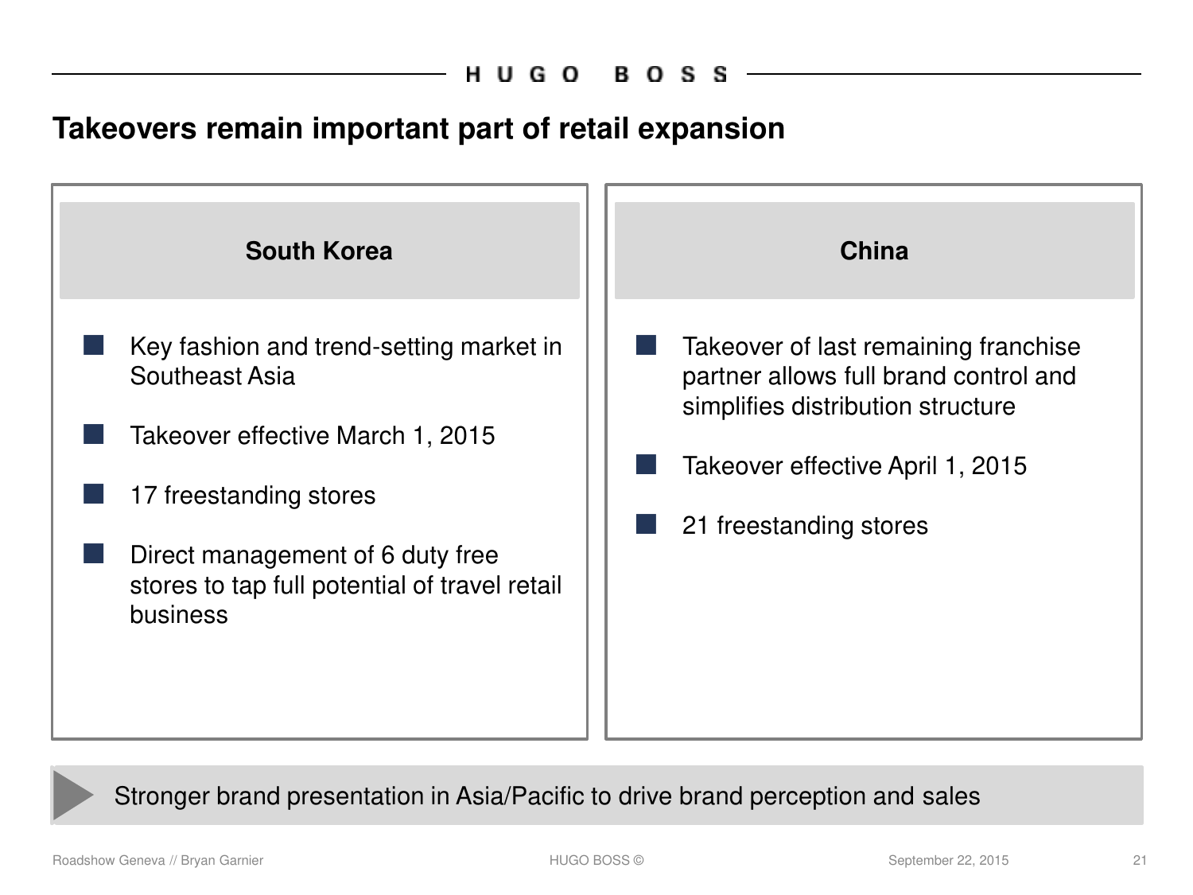# Takeovers remain important part of retail expansion

## South Korea

- Key fashion and trend-setting market in Southeast Asia
- Takeover effective March 1, 2015
- 17 freestanding stores
- Direct management of 6 duty free stores to tap full potential of travel retail business

## China

- Takeover of last remaining franchise partner allows full brand control and simplifies distribution structure
- Takeover effective April 1, 2015
- 21 freestanding stores

**Stronger brand presentation in Asia/Pacific to drive brand perception and sales**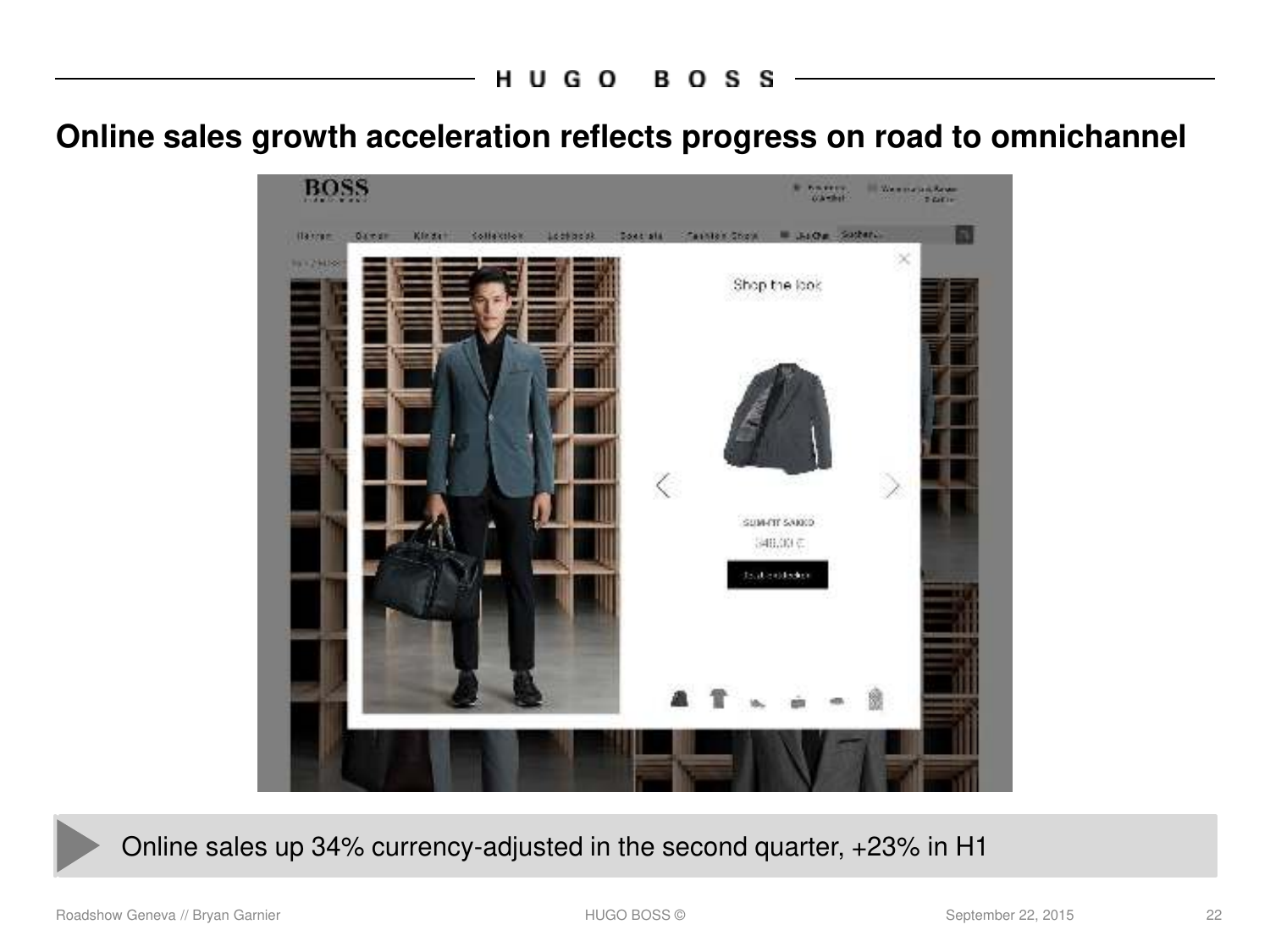# Online sales growth acceleration reflects progress on road to omnichannel

Online sales up 34% currency-adjusted in the second quarter, +23% in H1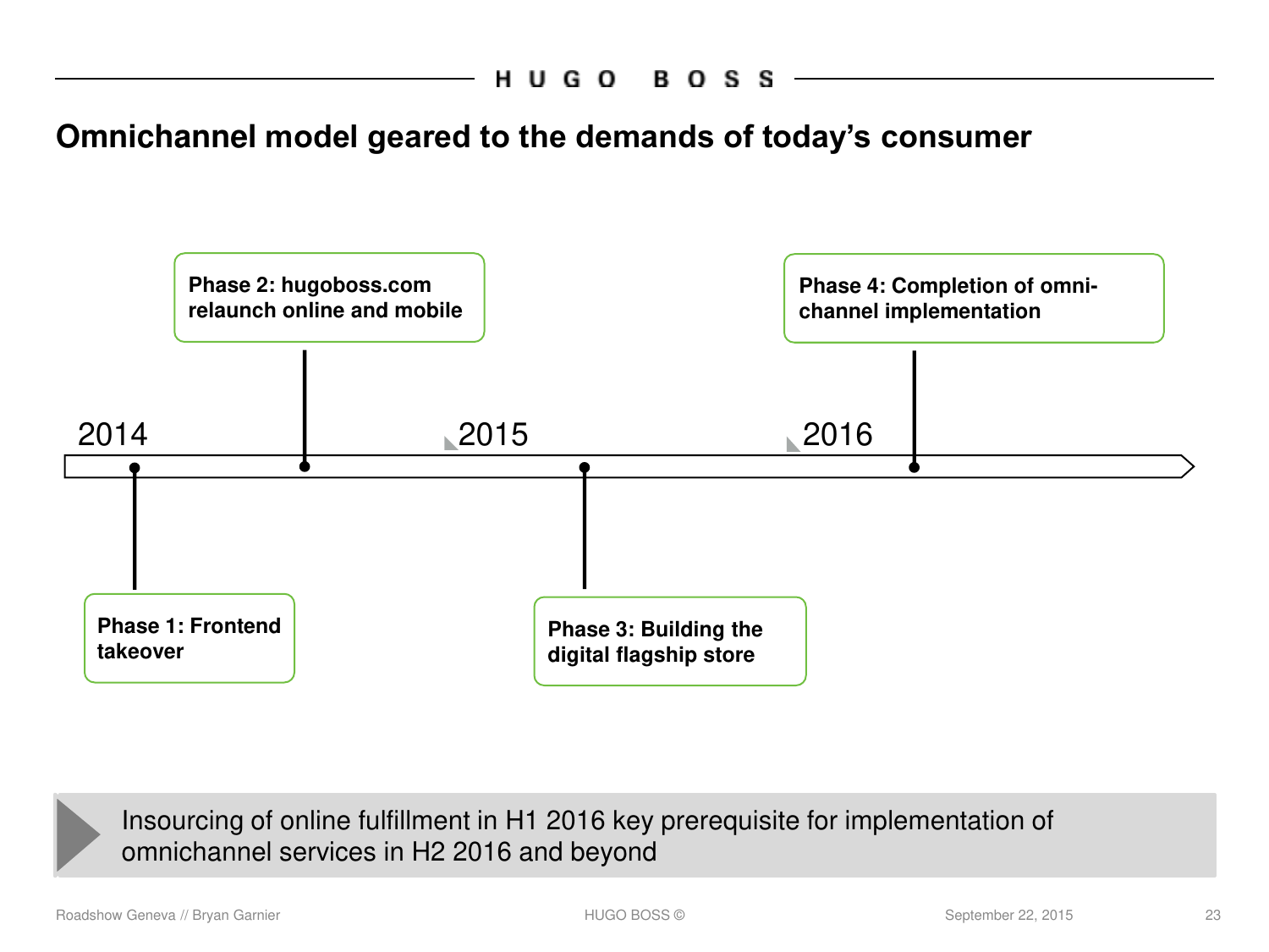# Omnichannel model geared to the demands of today's consumer

2014 — 2015 — 2016

- **Phase 1: Frontend takeover**
- **Phase 2: hugoboss.com relaunch online and mobile**
- **Phase 3: Building the digital flagship store**
- **Phase 4: Completion of omni-channel implementation**

Insourcing of online fulfillment in H1 2016 key prerequisite for implementation of omnichannel services in H2 2016 and beyond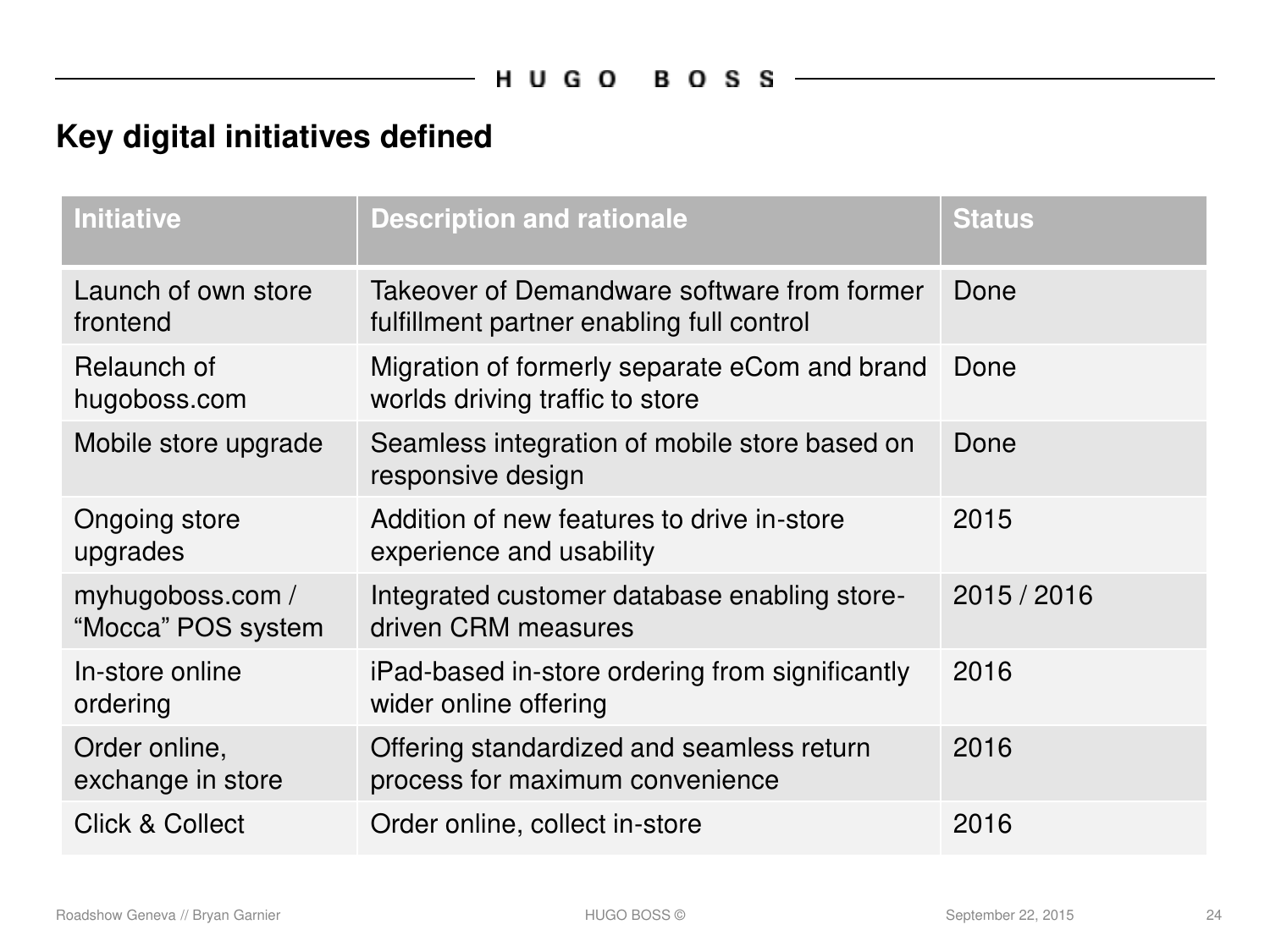# Key digital initiatives defined

| Initiative | Description and rationale | Status |
|---|---|---|
| Launch of own store frontend | Takeover of Demandware software from former fulfillment partner enabling full control | Done |
| Relaunch of hugoboss.com | Migration of formerly separate eCom and brand worlds driving traffic to store | Done |
| Mobile store upgrade | Seamless integration of mobile store based on responsive design | Done |
| Ongoing store upgrades | Addition of new features to drive in-store experience and usability | 2015 |
| myhugoboss.com / "Mocca" POS system | Integrated customer database enabling store-driven CRM measures | 2015 / 2016 |
| In-store online ordering | iPad-based in-store ordering from significantly wider online offering | 2016 |
| Order online, exchange in store | Offering standardized and seamless return process for maximum convenience | 2016 |
| Click & Collect | Order online, collect in-store | 2016 |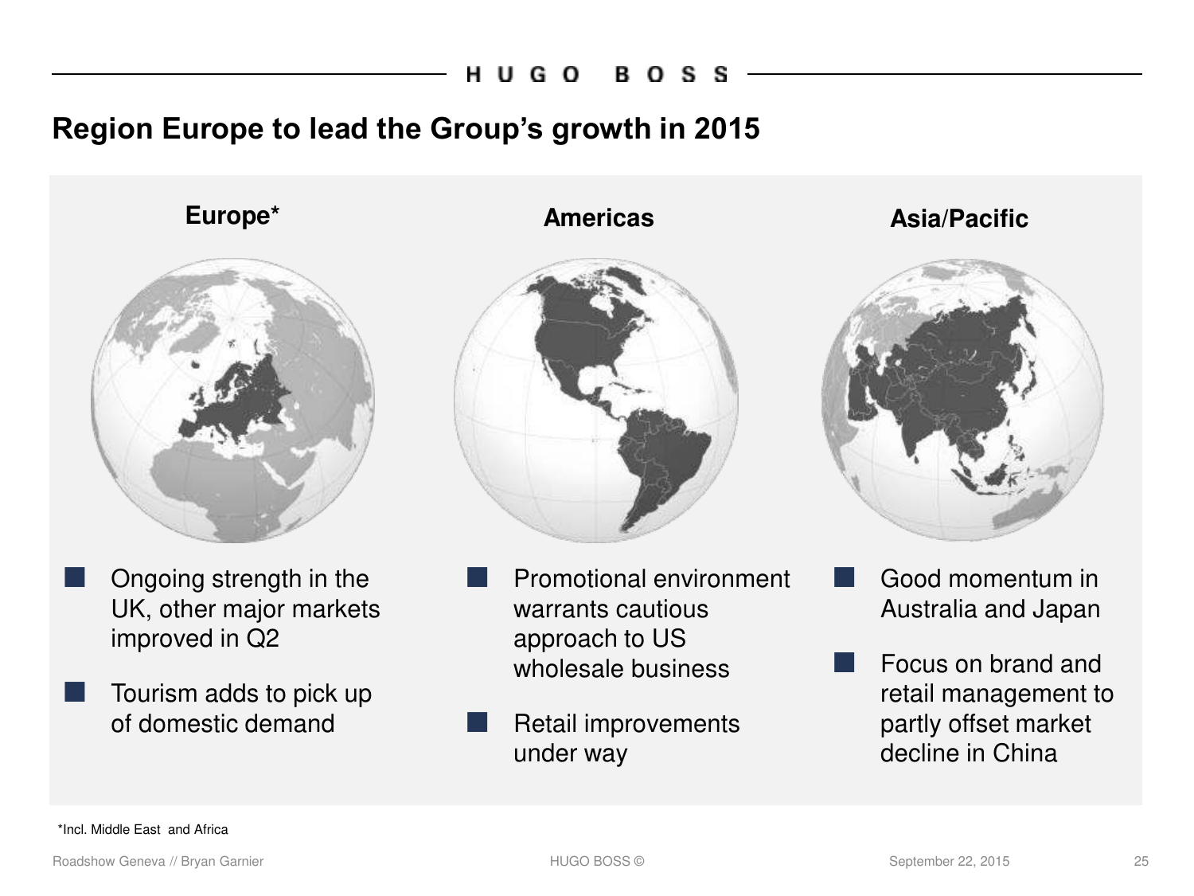# Region Europe to lead the Group's growth in 2015

### Europe*

- Ongoing strength in the UK, other major markets improved in Q2
- Tourism adds to pick up of domestic demand

### Americas

- Promotional environment warrants cautious approach to US wholesale business
- Retail improvements under way

### Asia/Pacific

- Good momentum in Australia and Japan
- Focus on brand and retail management to partly offset market decline in China

*Incl. Middle East and Africa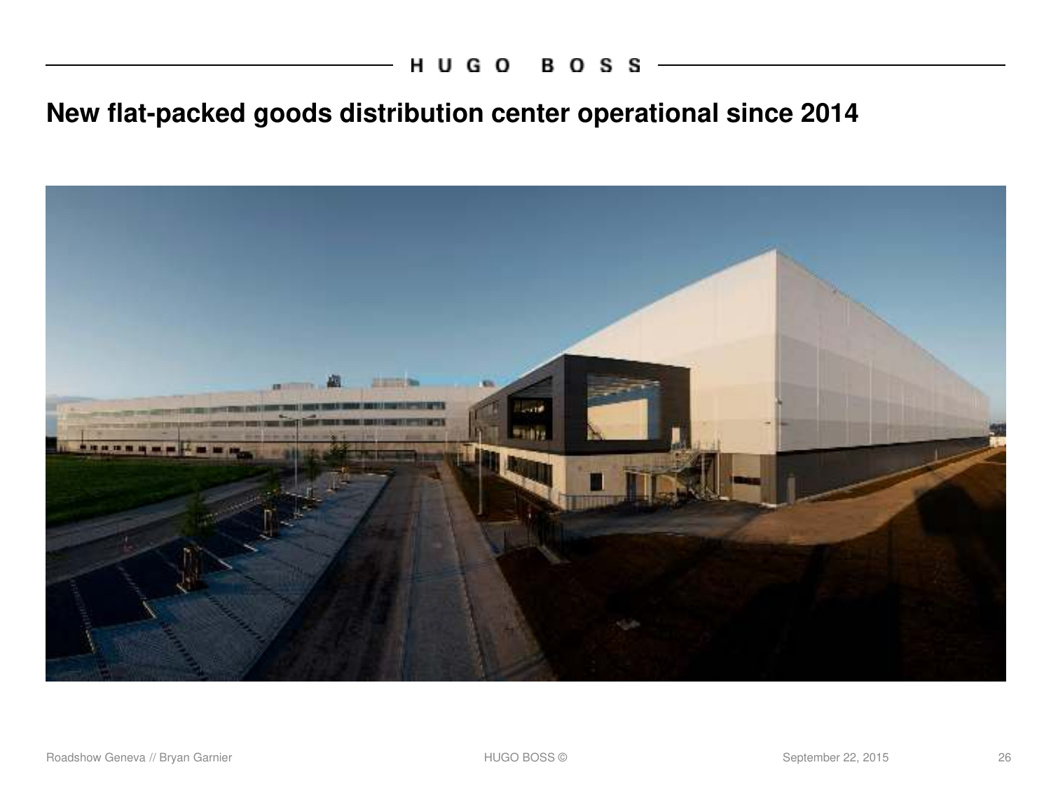# New flat-packed goods distribution center operational since 2014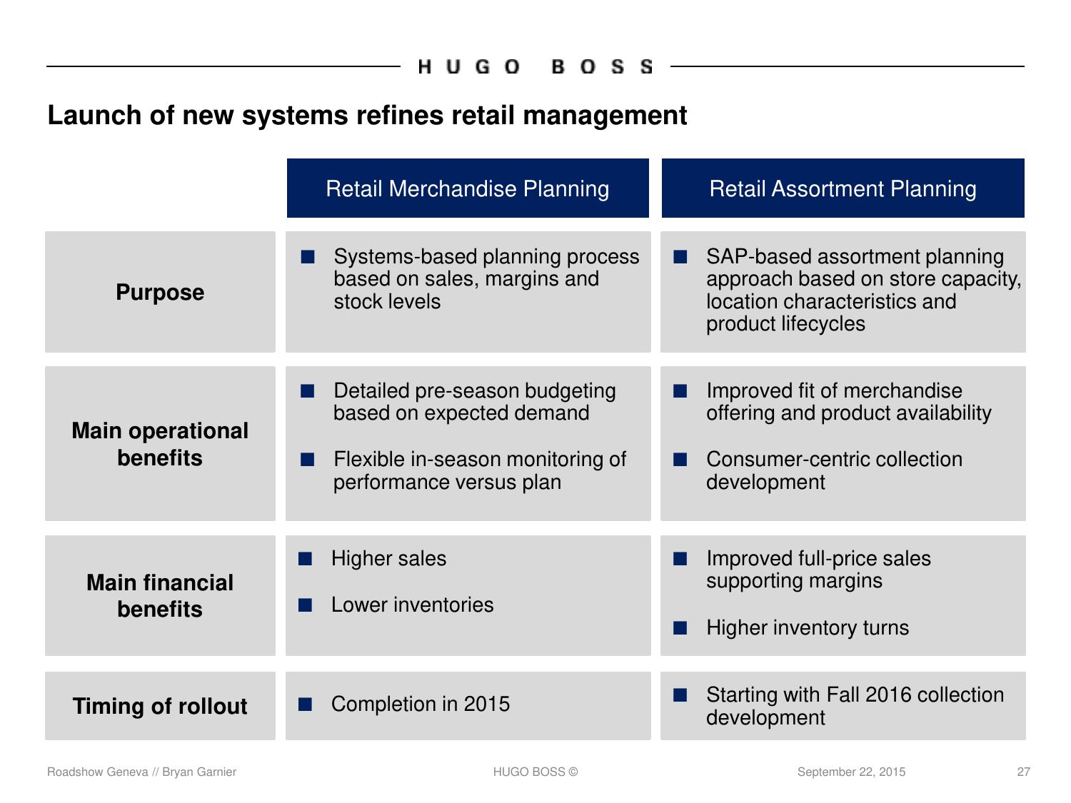## Launch of new systems refines retail management

| | Retail Merchandise Planning | Retail Assortment Planning |
|---|---|---|
| **Purpose** | ■ Systems-based planning process based on sales, margins and stock levels | ■ SAP-based assortment planning approach based on store capacity, location characteristics and product lifecycles |
| **Main operational benefits** | ■ Detailed pre-season budgeting based on expected demand<br>■ Flexible in-season monitoring of performance versus plan | ■ Improved fit of merchandise offering and product availability<br>■ Consumer-centric collection development |
| **Main financial benefits** | ■ Higher sales<br>■ Lower inventories | ■ Improved full-price sales supporting margins<br>■ Higher inventory turns |
| **Timing of rollout** | ■ Completion in 2015 | ■ Starting with Fall 2016 collection development |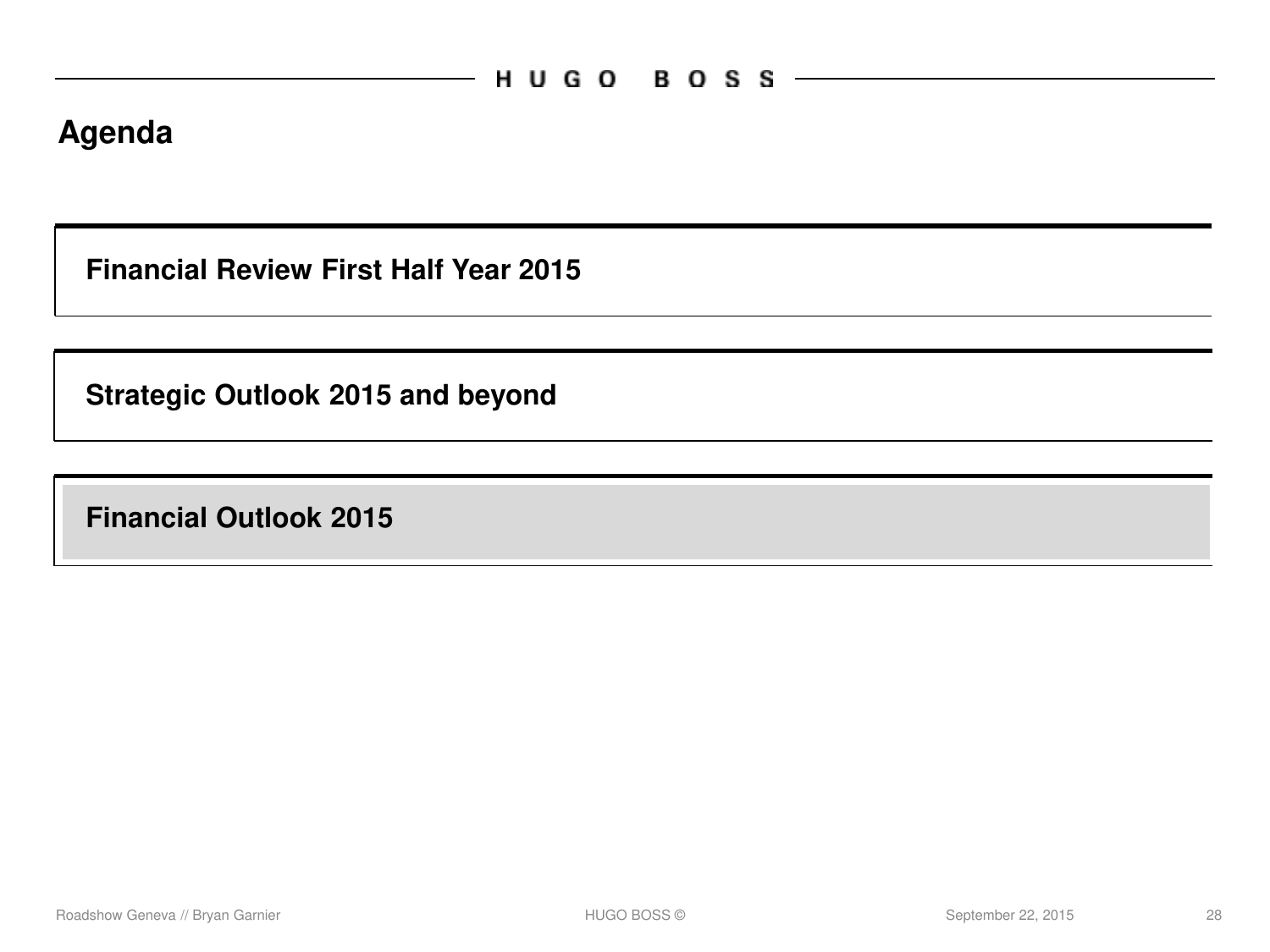# Agenda

**Financial Review First Half Year 2015**

**Strategic Outlook 2015 and beyond**

**Financial Outlook 2015**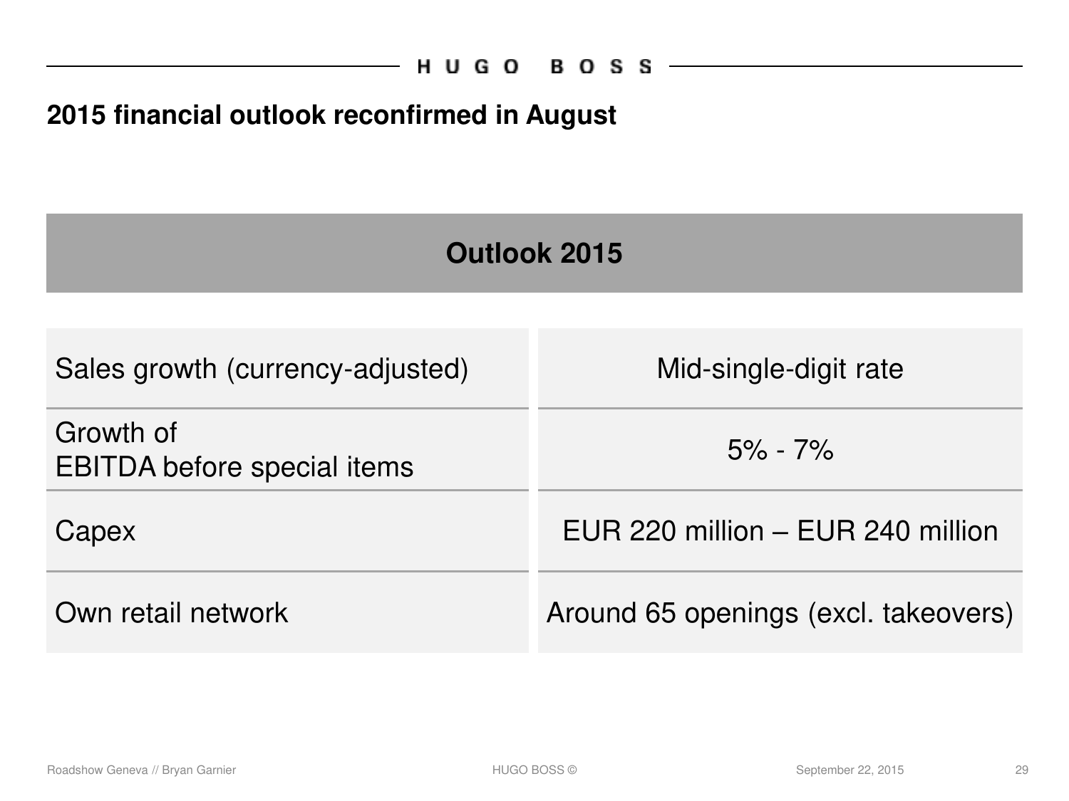## 2015 financial outlook reconfirmed in August

| Outlook 2015 | |
|---|---|
| Sales growth (currency-adjusted) | Mid-single-digit rate |
| Growth of EBITDA before special items | 5% - 7% |
| Capex | EUR 220 million – EUR 240 million |
| Own retail network | Around 65 openings (excl. takeovers) |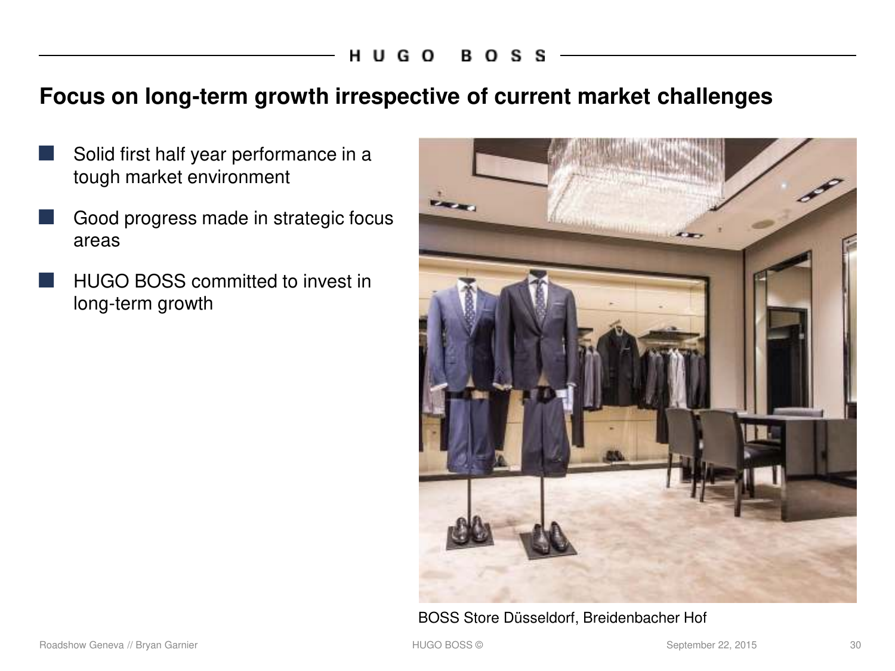# Focus on long-term growth irrespective of current market challenges

- Solid first half year performance in a tough market environment
- Good progress made in strategic focus areas
- HUGO BOSS committed to invest in long-term growth

BOSS Store Düsseldorf, Breidenbacher Hof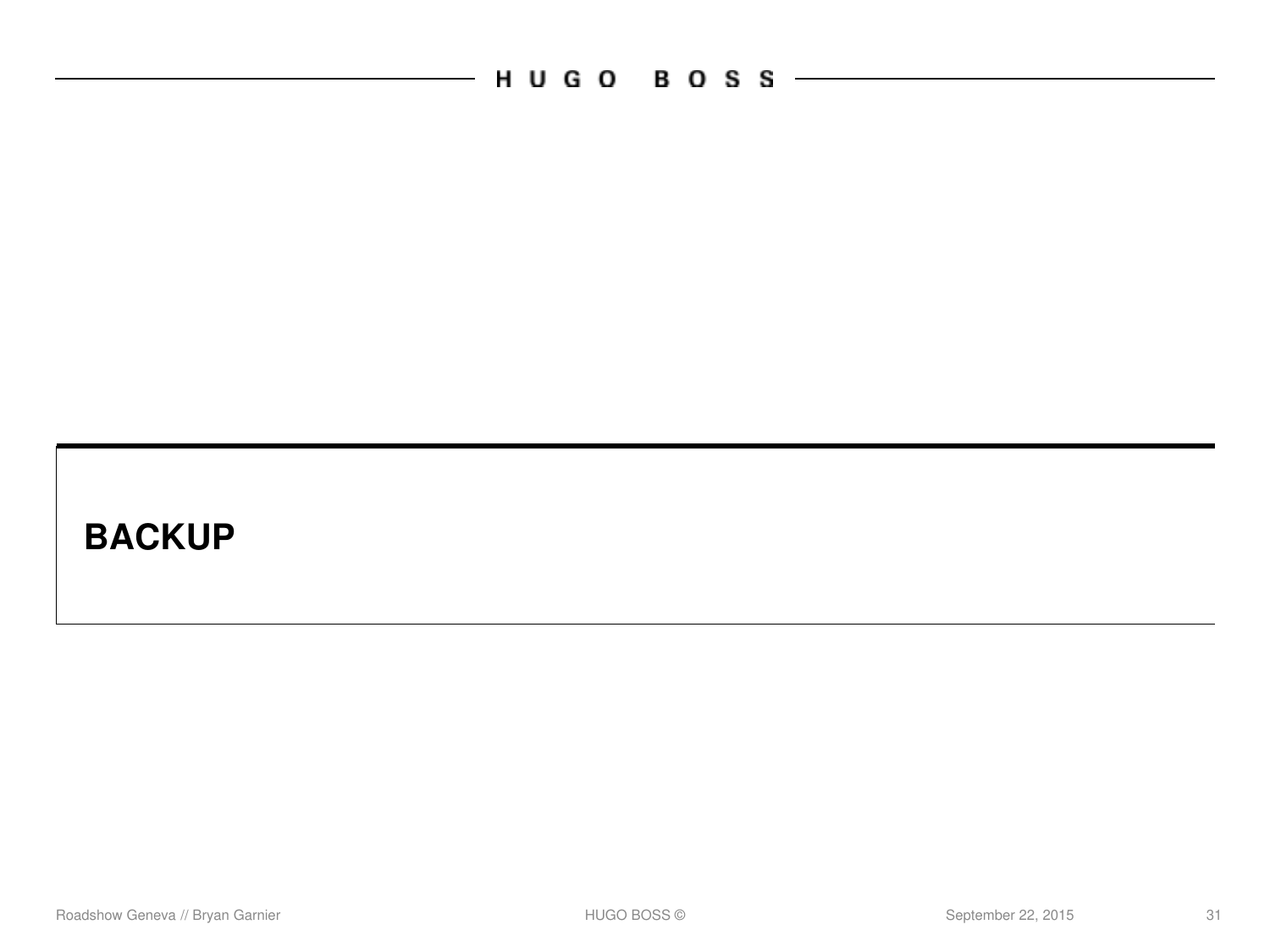# BACKUP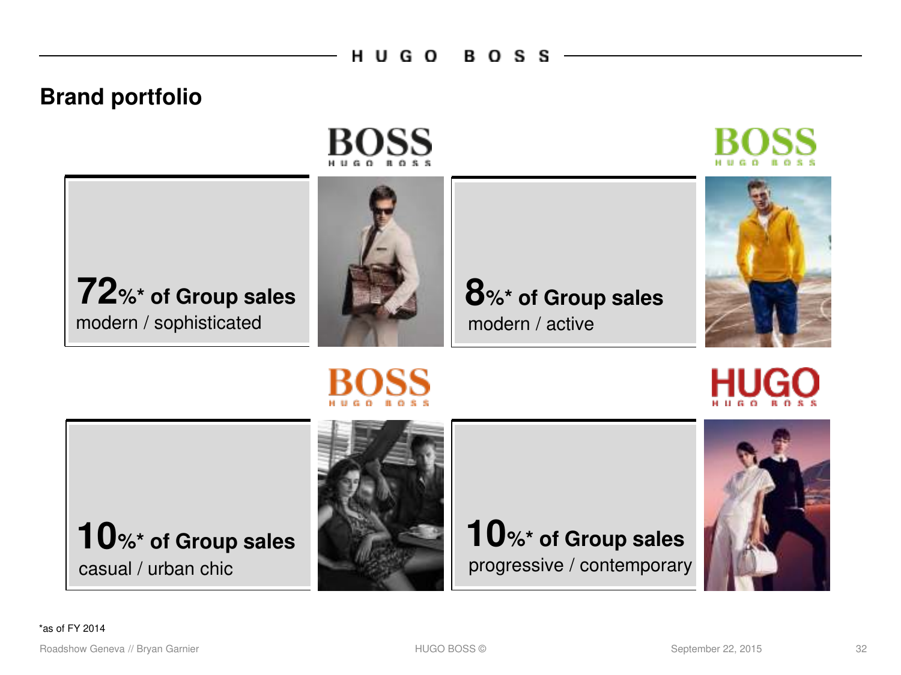## Brand portfolio

BOSS
HUGO BOSS

**72%\* of Group sales**
modern / sophisticated

BOSS
HUGO BOSS

**8%\* of Group sales**
modern / active

BOSS
HUGO BOSS

**10%\* of Group sales**
casual / urban chic

HUGO
HUGO BOSS

**10%\* of Group sales**
progressive / contemporary

*as of FY 2014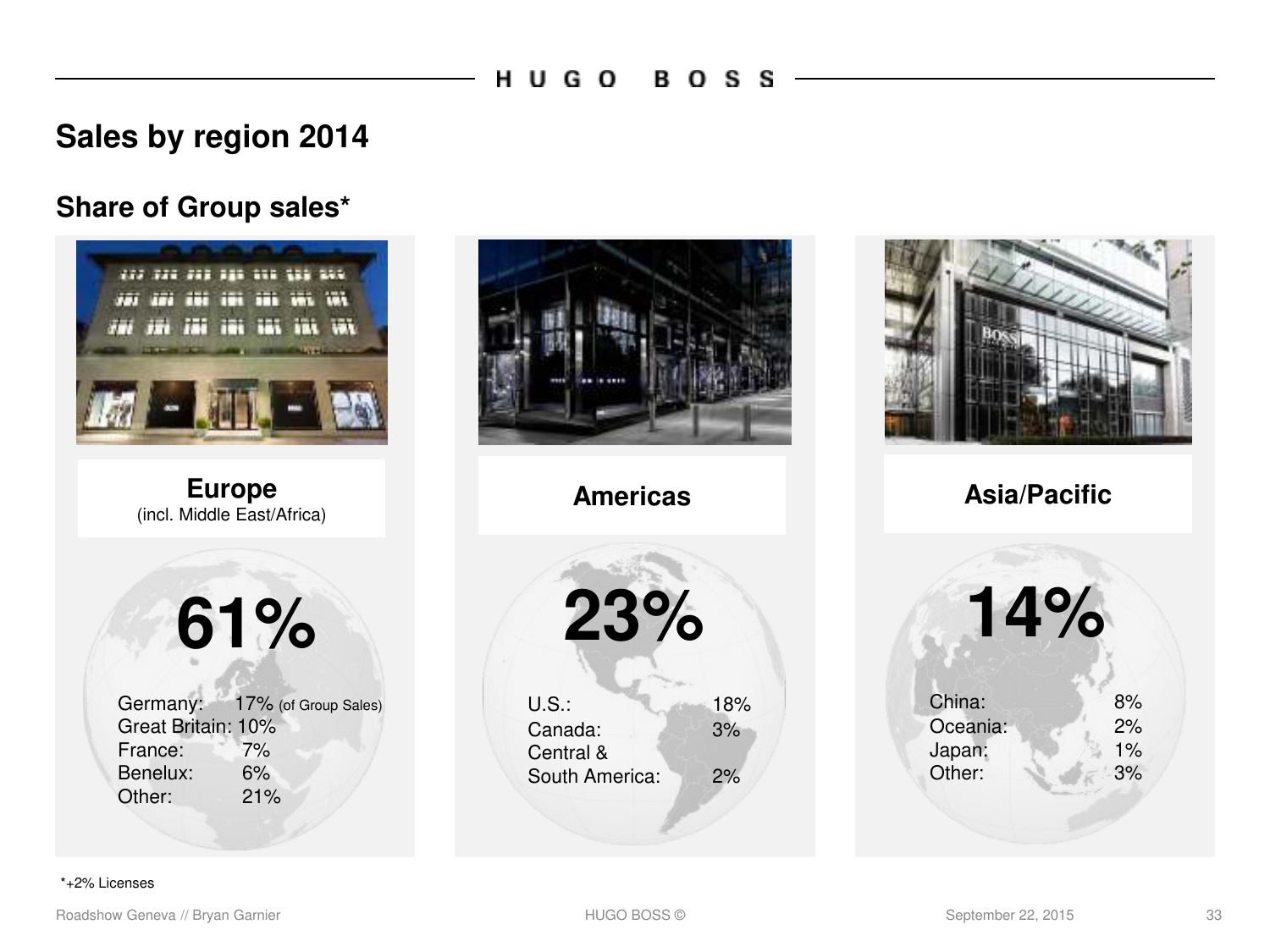# Sales by region 2014

## Share of Group sales*

### Europe
(incl. Middle East/Africa)

**61%**

| | |
|---|---|
| Germany: | 17% (of Group Sales) |
| Great Britain: | 10% |
| France: | 7% |
| Benelux: | 6% |
| Other: | 21% |

### Americas

**23%**

| | |
|---|---|
| U.S.: | 18% |
| Canada: | 3% |
| Central & South America: | 2% |

### Asia/Pacific

**14%**

| | |
|---|---|
| China: | 8% |
| Oceania: | 2% |
| Japan: | 1% |
| Other: | 3% |

*+2% Licenses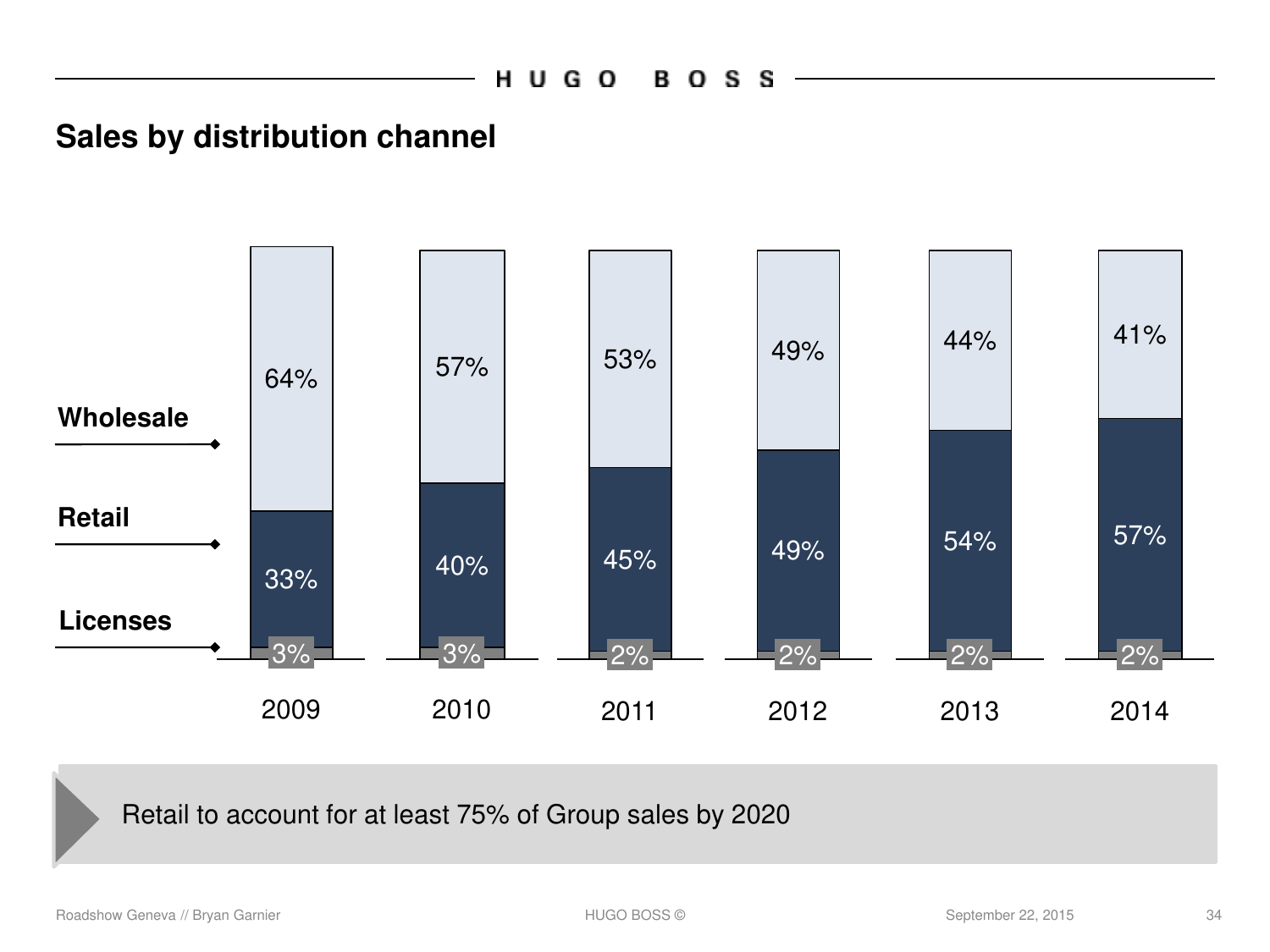## Sales by distribution channel

| | 2009 | 2010 | 2011 | 2012 | 2013 | 2014 |
|---|---|---|---|---|---|---|
| Wholesale | 64% | 57% | 53% | 49% | 44% | 41% |
| Retail | 33% | 40% | 45% | 49% | 54% | 57% |
| Licenses | 3% | 3% | 2% | 2% | 2% | 2% |

Retail to account for at least 75% of Group sales by 2020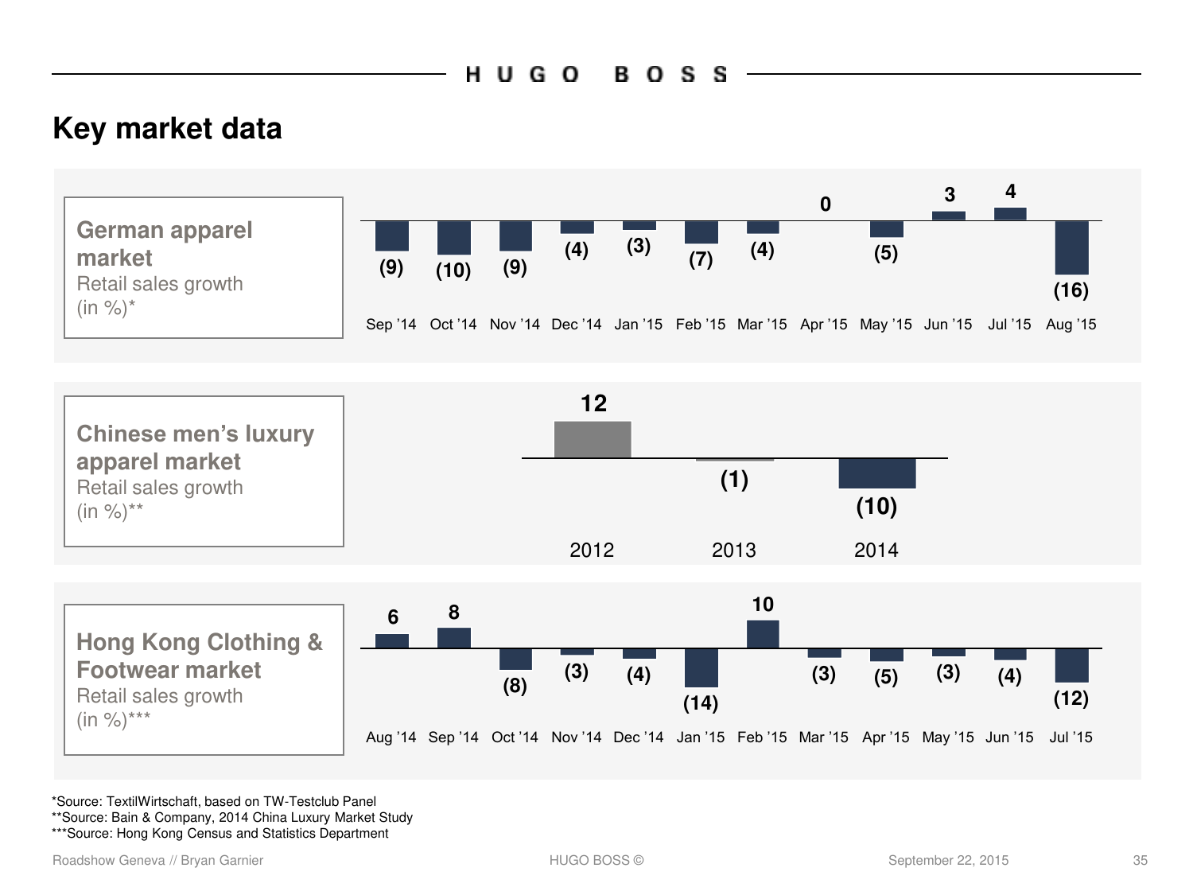## Key market data

**German apparel market**
Retail sales growth (in %)*

| Sep '14 | Oct '14 | Nov '14 | Dec '14 | Jan '15 | Feb '15 | Mar '15 | Apr '15 | May '15 | Jun '15 | Jul '15 | Aug '15 |
|---|---|---|---|---|---|---|---|---|---|---|---|
| (9) | (10) | (9) | (4) | (3) | (7) | (4) | 0 | (5) | 3 | 4 | (16) |

**Chinese men's luxury apparel market**
Retail sales growth (in %)**

| 2012 | 2013 | 2014 |
|---|---|---|
| 12 | (1) | (10) |

**Hong Kong Clothing & Footwear market**
Retail sales growth (in %)***

| Aug '14 | Sep '14 | Oct '14 | Nov '14 | Dec '14 | Jan '15 | Feb '15 | Mar '15 | Apr '15 | May '15 | Jun '15 | Jul '15 |
|---|---|---|---|---|---|---|---|---|---|---|---|
| 6 | 8 | (8) | (3) | (4) | (14) | 10 | (3) | (5) | (3) | (4) | (12) |

*Source: TextilWirtschaft, based on TW-Testclub Panel
**Source: Bain & Company, 2014 China Luxury Market Study
***Source: Hong Kong Census and Statistics Department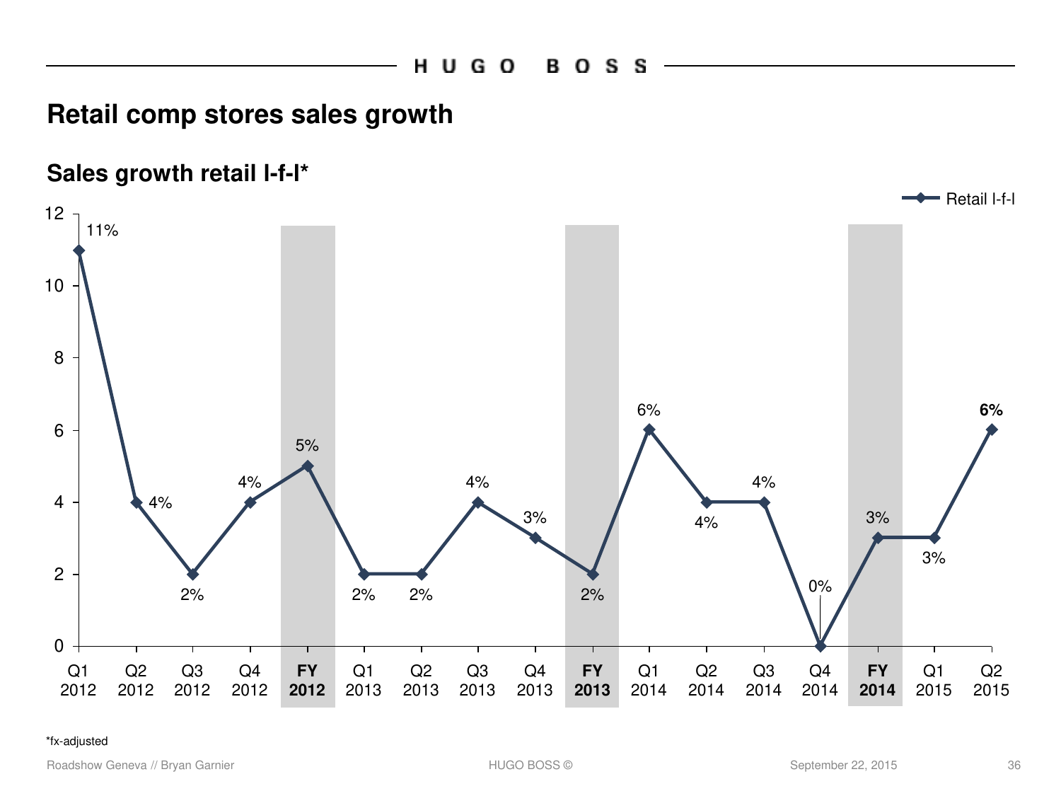# Retail comp stores sales growth

## Sales growth retail l-f-l*

| Period | Retail l-f-l |
|---|---|
| Q1 2012 | 11% |
| Q2 2012 | 4% |
| Q3 2012 | 2% |
| Q4 2012 | 4% |
| **FY 2012** | 5% |
| Q1 2013 | 2% |
| Q2 2013 | 2% |
| Q3 2013 | 4% |
| Q4 2013 | 3% |
| **FY 2013** | 2% |
| Q1 2014 | 6% |
| Q2 2014 | 4% |
| Q3 2014 | 4% |
| Q4 2014 | 0% |
| **FY 2014** | 3% |
| Q1 2015 | 3% |
| Q2 2015 | **6%** |

*fx-adjusted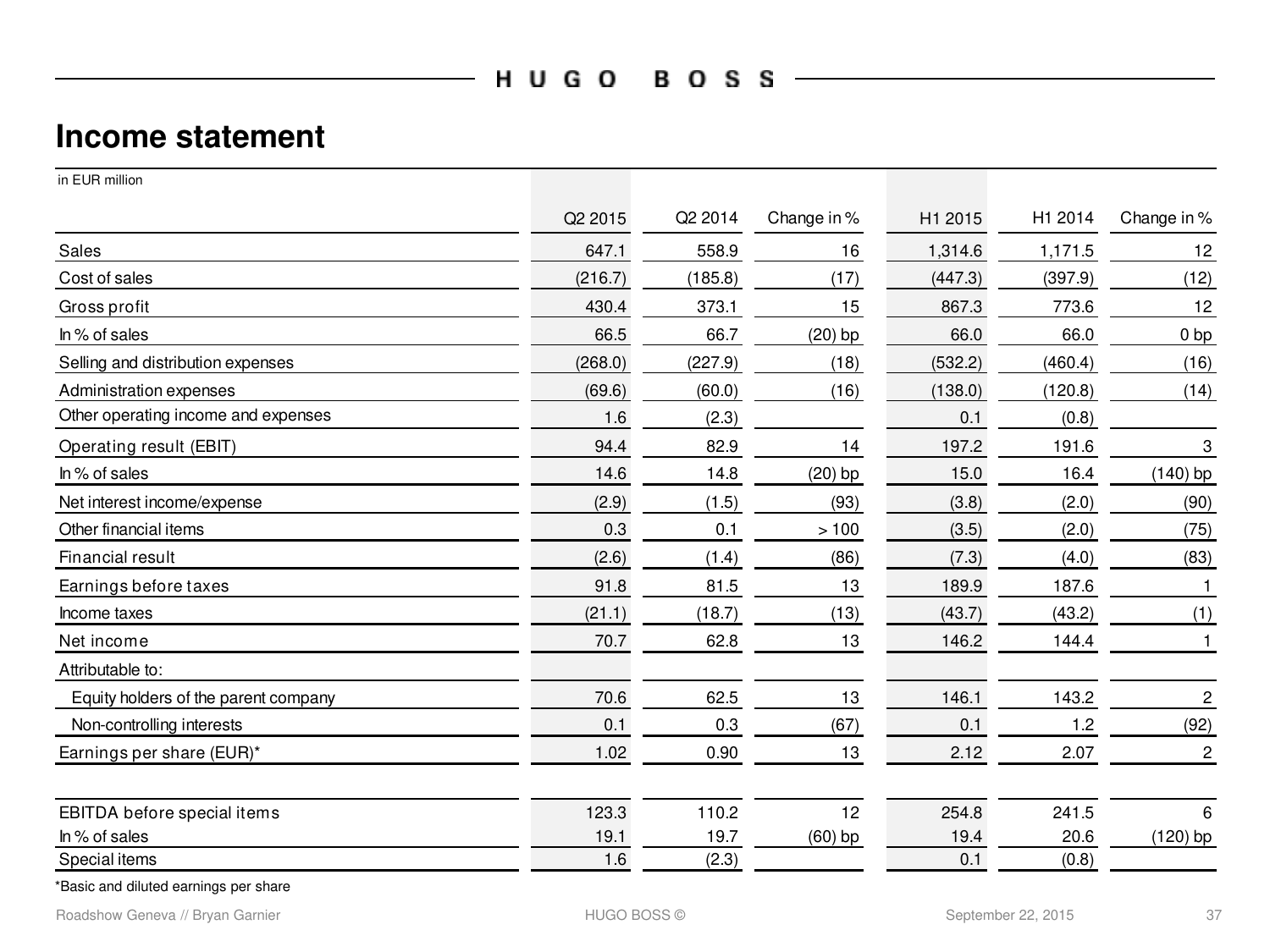# Income statement

in EUR million

| | Q2 2015 | Q2 2014 | Change in % | H1 2015 | H1 2014 | Change in % |
|---|---|---|---|---|---|---|
| Sales | 647.1 | 558.9 | 16 | 1,314.6 | 1,171.5 | 12 |
| Cost of sales | (216.7) | (185.8) | (17) | (447.3) | (397.9) | (12) |
| Gross profit | 430.4 | 373.1 | 15 | 867.3 | 773.6 | 12 |
| In % of sales | 66.5 | 66.7 | (20) bp | 66.0 | 66.0 | 0 bp |
| Selling and distribution expenses | (268.0) | (227.9) | (18) | (532.2) | (460.4) | (16) |
| Administration expenses | (69.6) | (60.0) | (16) | (138.0) | (120.8) | (14) |
| Other operating income and expenses | 1.6 | (2.3) | | 0.1 | (0.8) | |
| Operating result (EBIT) | 94.4 | 82.9 | 14 | 197.2 | 191.6 | 3 |
| In % of sales | 14.6 | 14.8 | (20) bp | 15.0 | 16.4 | (140) bp |
| Net interest income/expense | (2.9) | (1.5) | (93) | (3.8) | (2.0) | (90) |
| Other financial items | 0.3 | 0.1 | > 100 | (3.5) | (2.0) | (75) |
| Financial result | (2.6) | (1.4) | (86) | (7.3) | (4.0) | (83) |
| Earnings before taxes | 91.8 | 81.5 | 13 | 189.9 | 187.6 | 1 |
| Income taxes | (21.1) | (18.7) | (13) | (43.7) | (43.2) | (1) |
| Net income | 70.7 | 62.8 | 13 | 146.2 | 144.4 | 1 |
| Attributable to: | | | | | | |
| Equity holders of the parent company | 70.6 | 62.5 | 13 | 146.1 | 143.2 | 2 |
| Non-controlling interests | 0.1 | 0.3 | (67) | 0.1 | 1.2 | (92) |
| Earnings per share (EUR)* | 1.02 | 0.90 | 13 | 2.12 | 2.07 | 2 |
| | | | | | | |
| EBITDA before special items | 123.3 | 110.2 | 12 | 254.8 | 241.5 | 6 |
| In % of sales | 19.1 | 19.7 | (60) bp | 19.4 | 20.6 | (120) bp |
| Special items | 1.6 | (2.3) | | 0.1 | (0.8) | |

*Basic and diluted earnings per share

Roadshow Geneva // Bryan Garnier

September 22, 2015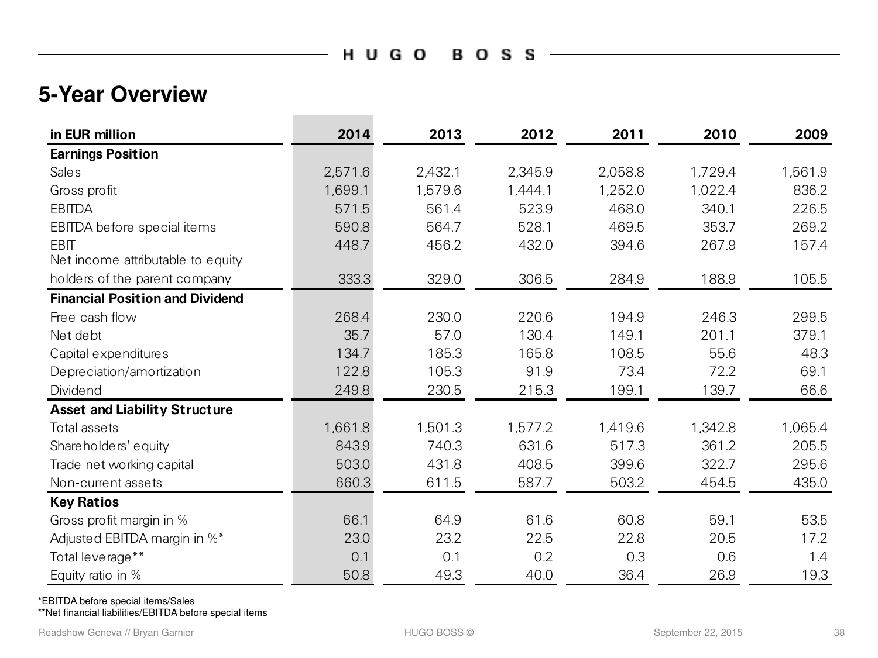## 5-Year Overview

| in EUR million | 2014 | 2013 | 2012 | 2011 | 2010 | 2009 |
|---|---|---|---|---|---|---|
| **Earnings Position** | | | | | | |
| Sales | 2,571.6 | 2,432.1 | 2,345.9 | 2,058.8 | 1,729.4 | 1,561.9 |
| Gross profit | 1,699.1 | 1,579.6 | 1,444.1 | 1,252.0 | 1,022.4 | 836.2 |
| EBITDA | 571.5 | 561.4 | 523.9 | 468.0 | 340.1 | 226.5 |
| EBITDA before special items | 590.8 | 564.7 | 528.1 | 469.5 | 353.7 | 269.2 |
| EBIT | 448.7 | 456.2 | 432.0 | 394.6 | 267.9 | 157.4 |
| Net income attributable to equity holders of the parent company | 333.3 | 329.0 | 306.5 | 284.9 | 188.9 | 105.5 |
| **Financial Position and Dividend** | | | | | | |
| Free cash flow | 268.4 | 230.0 | 220.6 | 194.9 | 246.3 | 299.5 |
| Net debt | 35.7 | 57.0 | 130.4 | 149.1 | 201.1 | 379.1 |
| Capital expenditures | 134.7 | 185.3 | 165.8 | 108.5 | 55.6 | 48.3 |
| Depreciation/amortization | 122.8 | 105.3 | 91.9 | 73.4 | 72.2 | 69.1 |
| Dividend | 249.8 | 230.5 | 215.3 | 199.1 | 139.7 | 66.6 |
| **Asset and Liability Structure** | | | | | | |
| Total assets | 1,661.8 | 1,501.3 | 1,577.2 | 1,419.6 | 1,342.8 | 1,065.4 |
| Shareholders' equity | 843.9 | 740.3 | 631.6 | 517.3 | 361.2 | 205.5 |
| Trade net working capital | 503.0 | 431.8 | 408.5 | 399.6 | 322.7 | 295.6 |
| Non-current assets | 660.3 | 611.5 | 587.7 | 503.2 | 454.5 | 435.0 |
| **Key Ratios** | | | | | | |
| Gross profit margin in % | 66.1 | 64.9 | 61.6 | 60.8 | 59.1 | 53.5 |
| Adjusted EBITDA margin in %* | 23.0 | 23.2 | 22.5 | 22.8 | 20.5 | 17.2 |
| Total leverage** | 0.1 | 0.1 | 0.2 | 0.3 | 0.6 | 1.4 |
| Equity ratio in % | 50.8 | 49.3 | 40.0 | 36.4 | 26.9 | 19.3 |

*EBITDA before special items/Sales

**Net financial liabilities/EBITDA before special items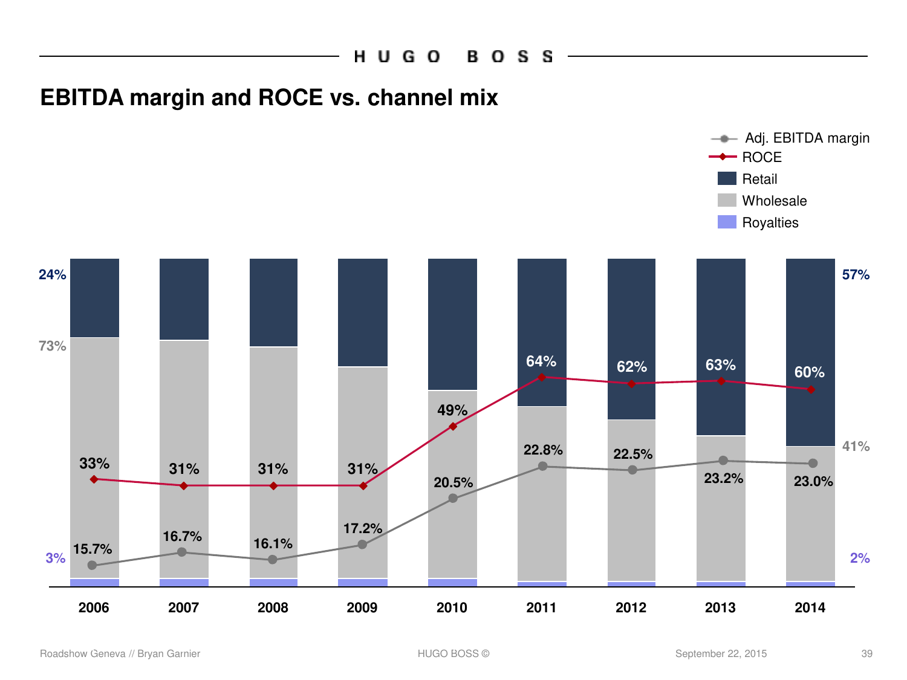## EBITDA margin and ROCE vs. channel mix

| | 2006 | 2007 | 2008 | 2009 | 2010 | 2011 | 2012 | 2013 | 2014 |
|---|---|---|---|---|---|---|---|---|---|
| Adj. EBITDA margin | 15.7% | 16.7% | 16.1% | 17.2% | 20.5% | 22.8% | 22.5% | 23.2% | 23.0% |
| ROCE | 33% | 31% | 31% | 31% | 49% | 64% | 62% | 63% | 60% |

Channel mix (2006): Retail 24%, Wholesale 73%, Royalties 3%

Channel mix (2014): Retail 57%, Wholesale 41%, Royalties 2%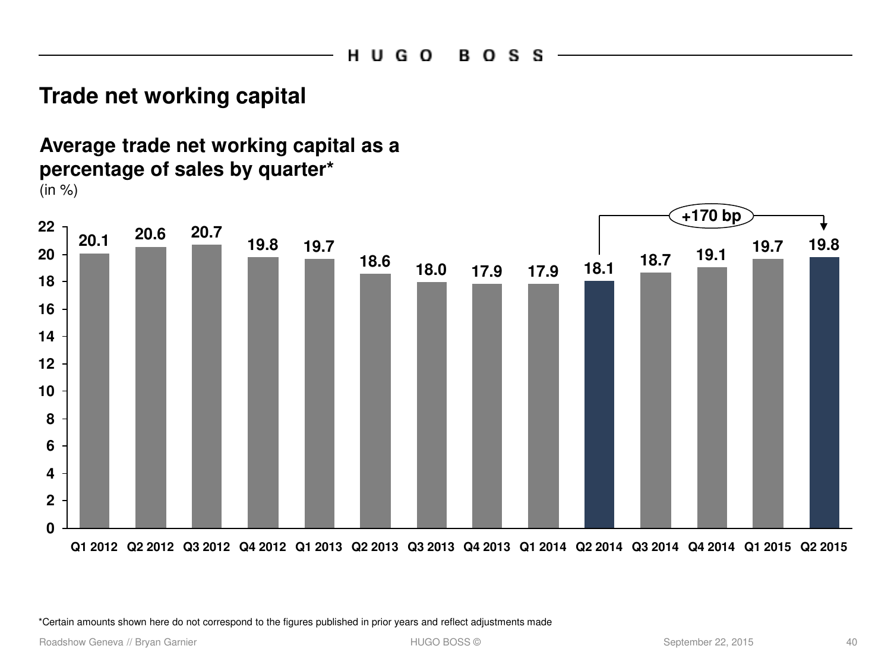# Trade net working capital

## Average trade net working capital as a percentage of sales by quarter*

(in %)

| Quarter | Value |
|---|---|
| Q1 2012 | 20.1 |
| Q2 2012 | 20.6 |
| Q3 2012 | 20.7 |
| Q4 2012 | 19.8 |
| Q1 2013 | 19.7 |
| Q2 2013 | 18.6 |
| Q3 2013 | 18.0 |
| Q4 2013 | 17.9 |
| Q1 2014 | 17.9 |
| Q2 2014 | 18.1 |
| Q3 2014 | 18.7 |
| Q4 2014 | 19.1 |
| Q1 2015 | 19.7 |
| Q2 2015 | 19.8 |

+170 bp (Q2 2014 to Q2 2015)

*Certain amounts shown here do not correspond to the figures published in prior years and reflect adjustments made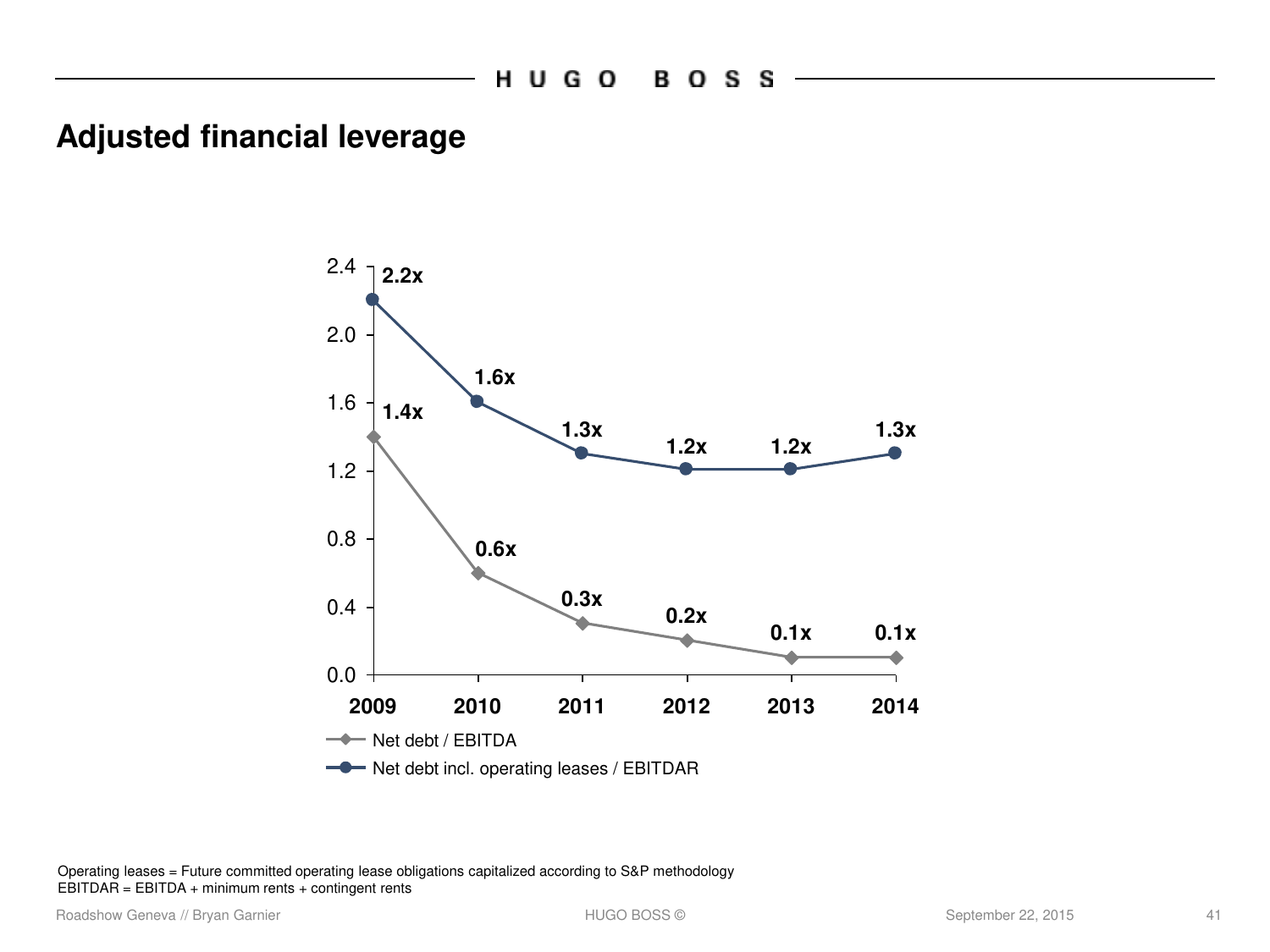# Adjusted financial leverage

| | 2009 | 2010 | 2011 | 2012 | 2013 | 2014 |
|---|---|---|---|---|---|---|
| Net debt / EBITDA | 1.4x | 0.6x | 0.3x | 0.2x | 0.1x | 0.1x |
| Net debt incl. operating leases / EBITDAR | 2.2x | 1.6x | 1.3x | 1.2x | 1.2x | 1.3x |

Operating leases = Future committed operating lease obligations capitalized according to S&P methodology
EBITDAR = EBITDA + minimum rents + contingent rents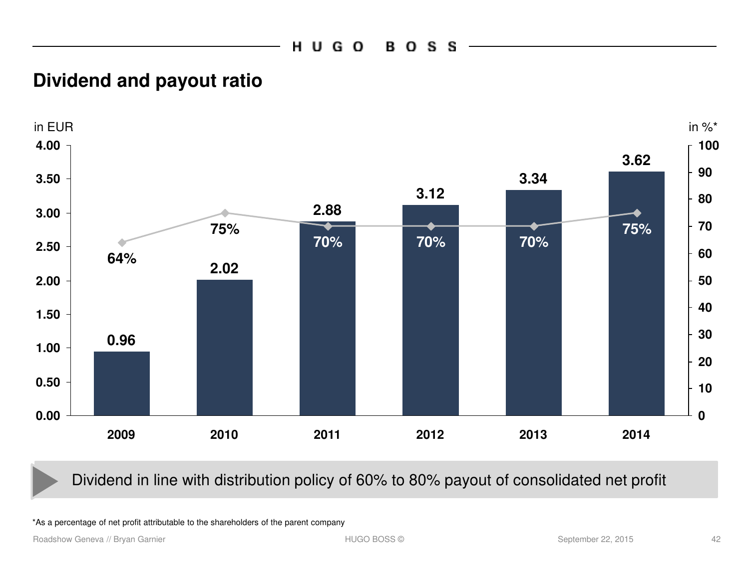## Dividend and payout ratio

| | 2009 | 2010 | 2011 | 2012 | 2013 | 2014 |
|---|---|---|---|---|---|---|
| Dividend (in EUR) | 0.96 | 2.02 | 2.88 | 3.12 | 3.34 | 3.62 |
| Payout ratio (in %*) | 64% | 75% | 70% | 70% | 70% | 75% |

Dividend in line with distribution policy of 60% to 80% payout of consolidated net profit

*As a percentage of net profit attributable to the shareholders of the parent company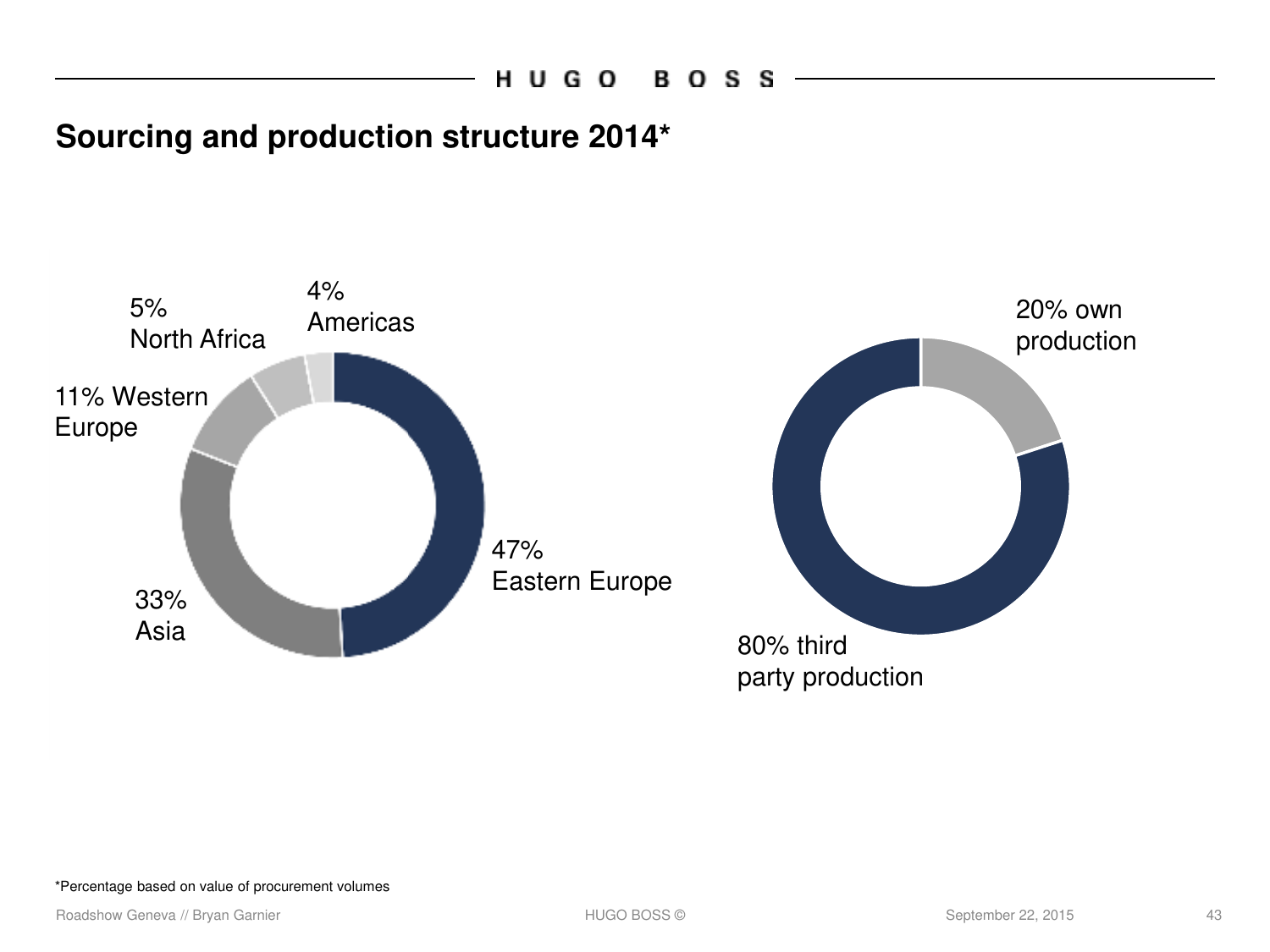# Sourcing and production structure 2014*

5% North Africa

4% Americas

11% Western Europe

47% Eastern Europe

33% Asia

20% own production

80% third party production

*Percentage based on value of procurement volumes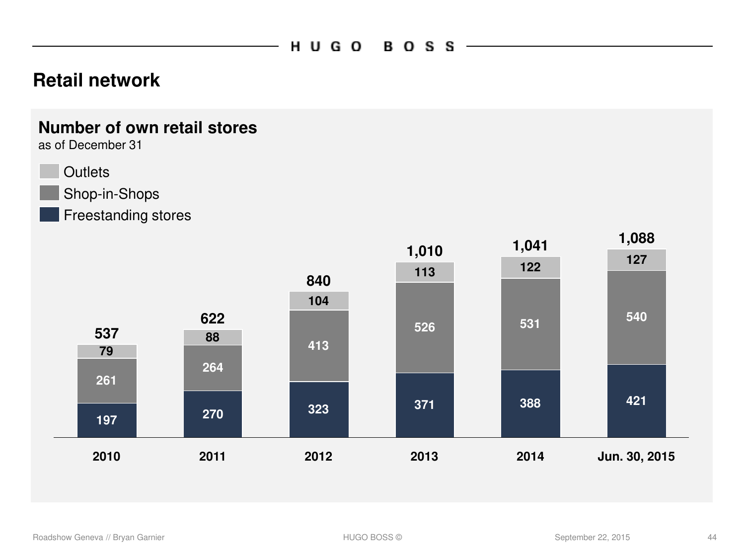# Retail network

## Number of own retail stores

as of December 31

| | 2010 | 2011 | 2012 | 2013 | 2014 | Jun. 30, 2015 |
|---|---|---|---|---|---|---|
| Outlets | 79 | 88 | 104 | 113 | 122 | 127 |
| Shop-in-Shops | 261 | 264 | 413 | 526 | 531 | 540 |
| Freestanding stores | 197 | 270 | 323 | 371 | 388 | 421 |
| **Total** | **537** | **622** | **840** | **1,010** | **1,041** | **1,088** |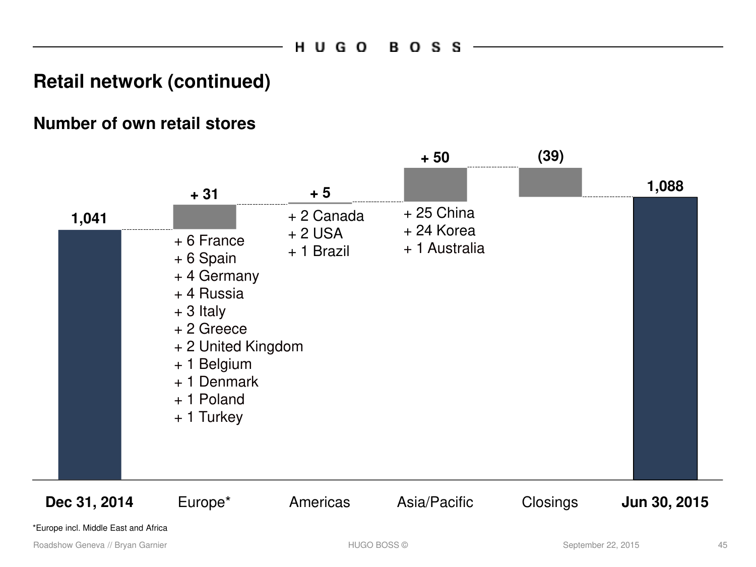# Retail network (continued)

## Number of own retail stores

| | Dec 31, 2014 | Europe* | Americas | Asia/Pacific | Closings | Jun 30, 2015 |
|---|---|---|---|---|---|---|
| Number of stores | 1,041 | + 31 | + 5 | + 50 | (39) | 1,088 |

**Europe*** (+ 31):
- + 6 France
- + 6 Spain
- + 4 Germany
- + 4 Russia
- + 3 Italy
- + 2 Greece
- + 2 United Kingdom
- + 1 Belgium
- + 1 Denmark
- + 1 Poland
- + 1 Turkey

**Americas** (+ 5):
- + 2 Canada
- + 2 USA
- + 1 Brazil

**Asia/Pacific** (+ 50):
- + 25 China
- + 24 Korea
- + 1 Australia

*Europe incl. Middle East and Africa

Roadshow Geneva // Bryan Garnier

September 22, 2015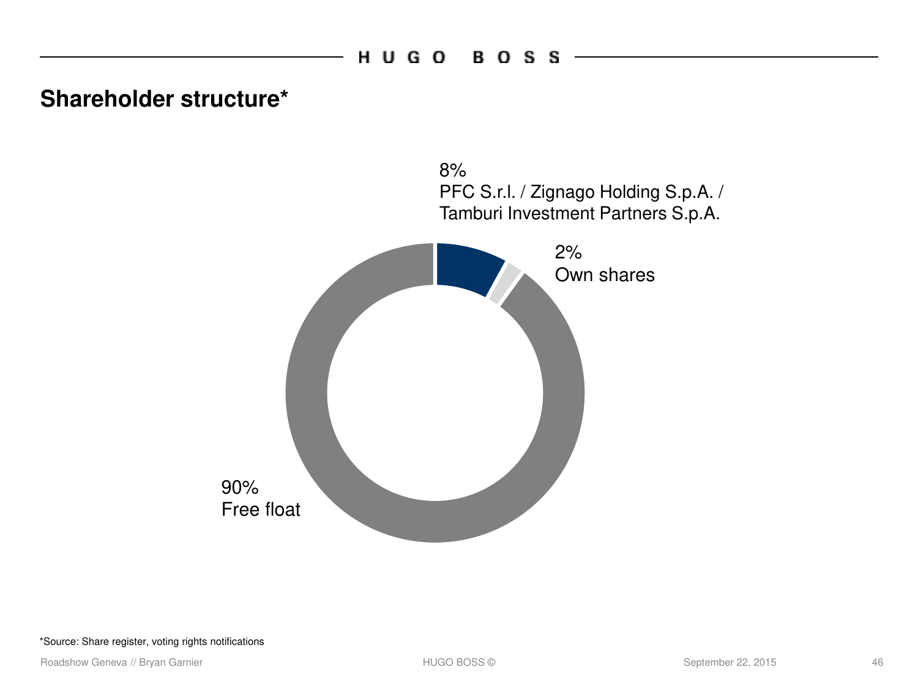# Shareholder structure*

8%
PFC S.r.l. / Zignago Holding S.p.A. / Tamburi Investment Partners S.p.A.

2%
Own shares

90%
Free float

*Source: Share register, voting rights notifications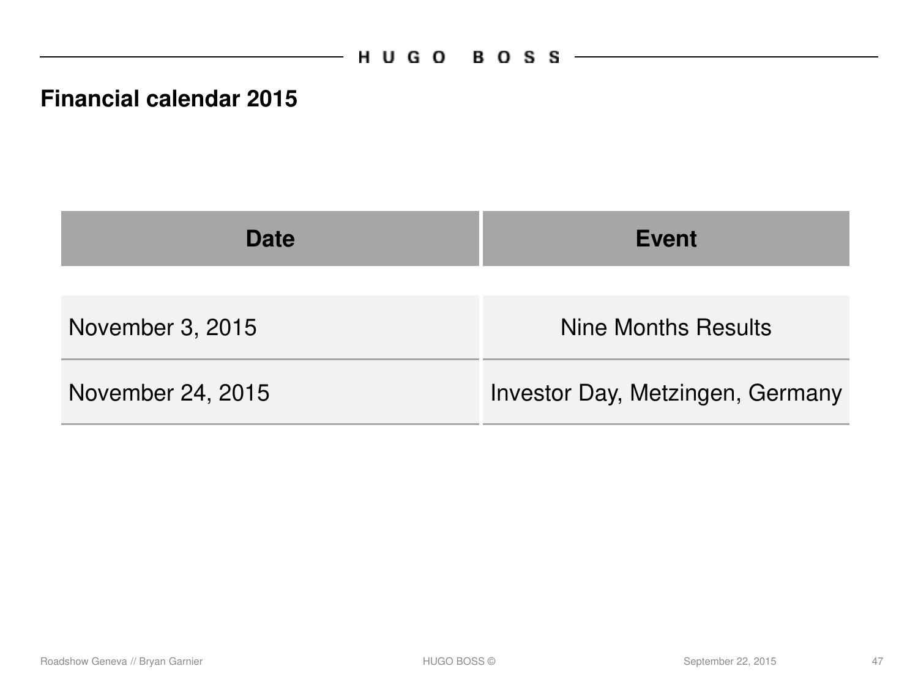# Financial calendar 2015

| Date | Event |
| --- | --- |
| November 3, 2015 | Nine Months Results |
| November 24, 2015 | Investor Day, Metzingen, Germany |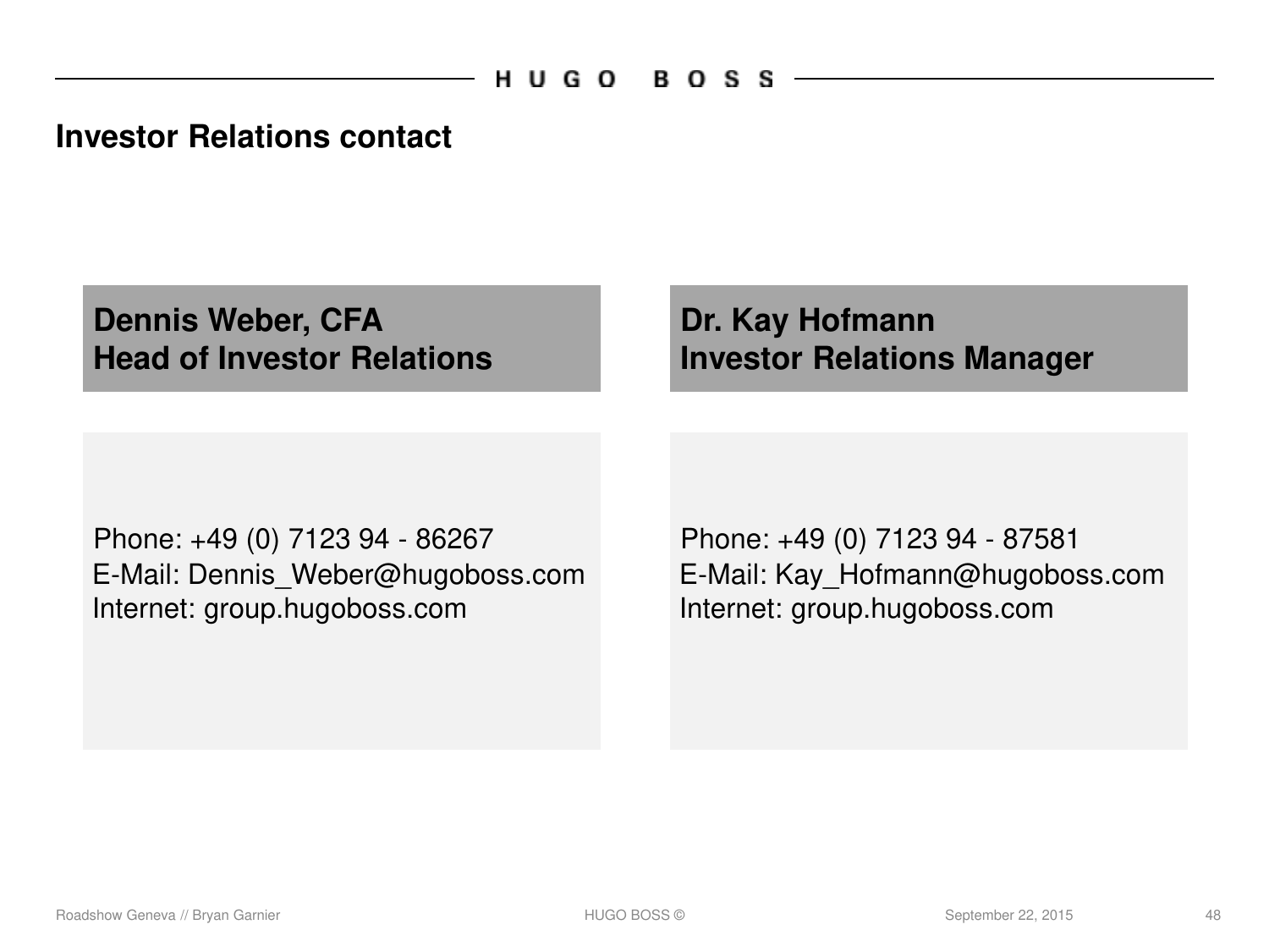# Investor Relations contact

**Dennis Weber, CFA**
**Head of Investor Relations**

Phone: +49 (0) 7123 94 - 86267
E-Mail: Dennis_Weber@hugoboss.com
Internet: group.hugoboss.com

**Dr. Kay Hofmann**
**Investor Relations Manager**

Phone: +49 (0) 7123 94 - 87581
E-Mail: Kay_Hofmann@hugoboss.com
Internet: group.hugoboss.com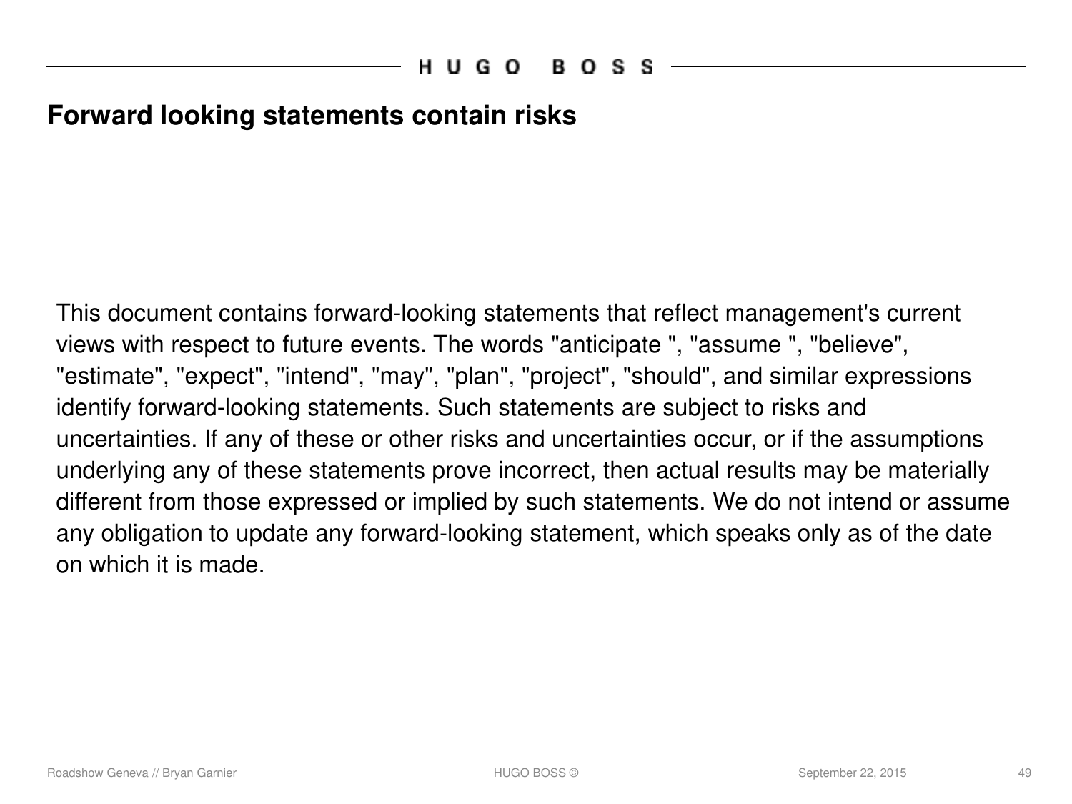## Forward looking statements contain risks

This document contains forward-looking statements that reflect management's current views with respect to future events. The words "anticipate ", "assume ", "believe", "estimate", "expect", "intend", "may", "plan", "project", "should", and similar expressions identify forward-looking statements. Such statements are subject to risks and uncertainties. If any of these or other risks and uncertainties occur, or if the assumptions underlying any of these statements prove incorrect, then actual results may be materially different from those expressed or implied by such statements. We do not intend or assume any obligation to update any forward-looking statement, which speaks only as of the date on which it is made.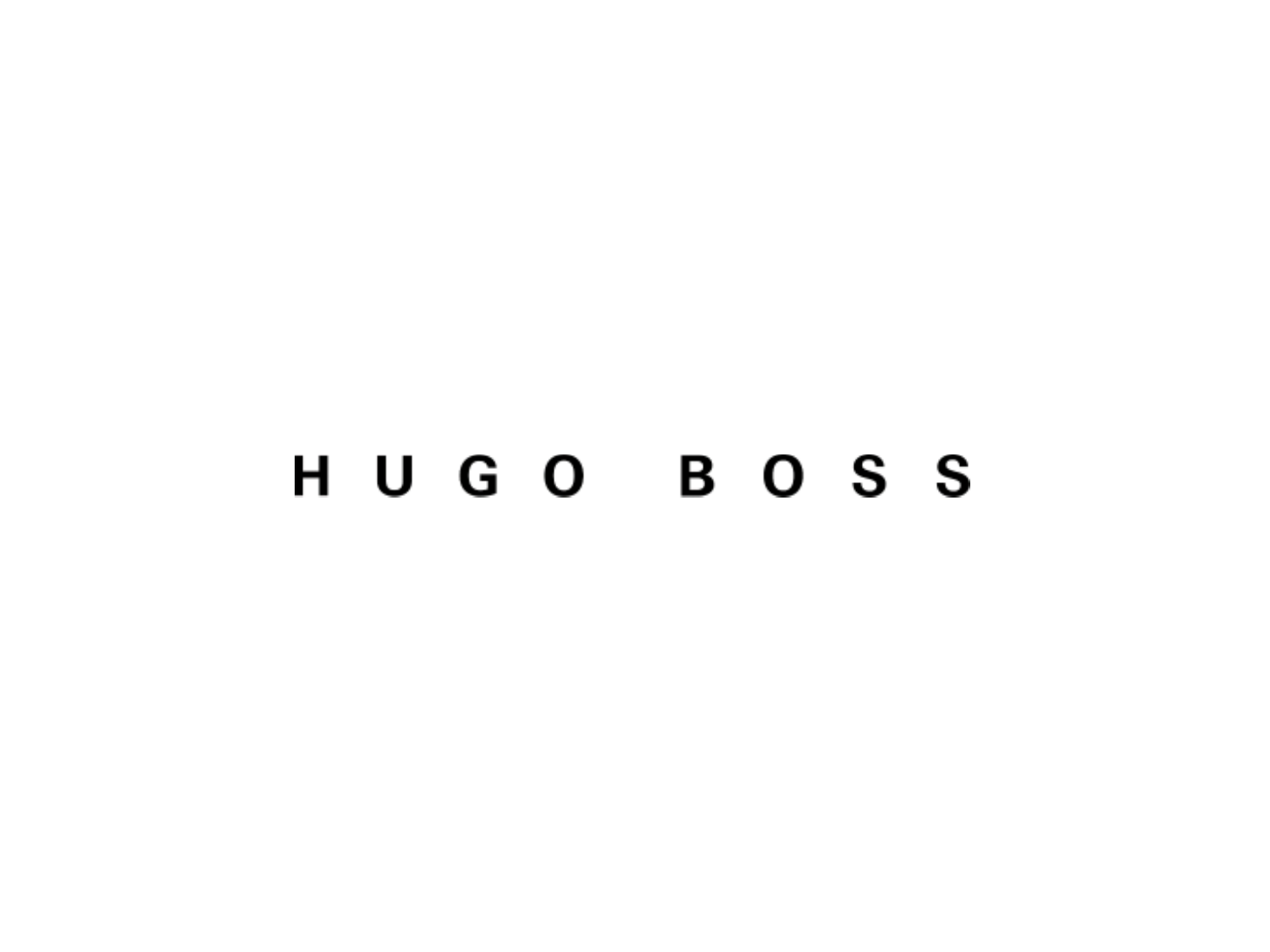HUGO BOSS